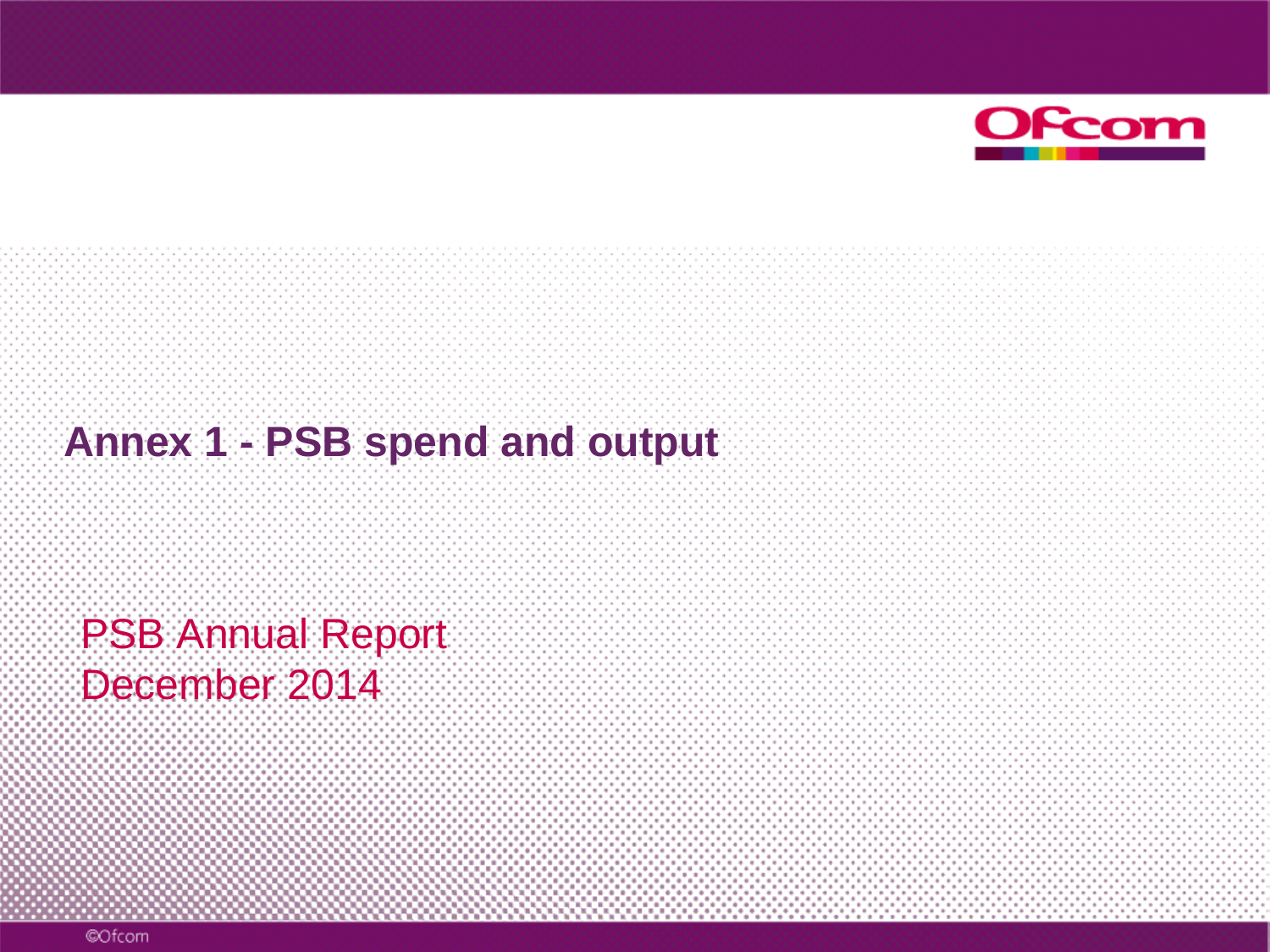# Annex 1 - PSB spend and output

PSB Annual Report
December 2014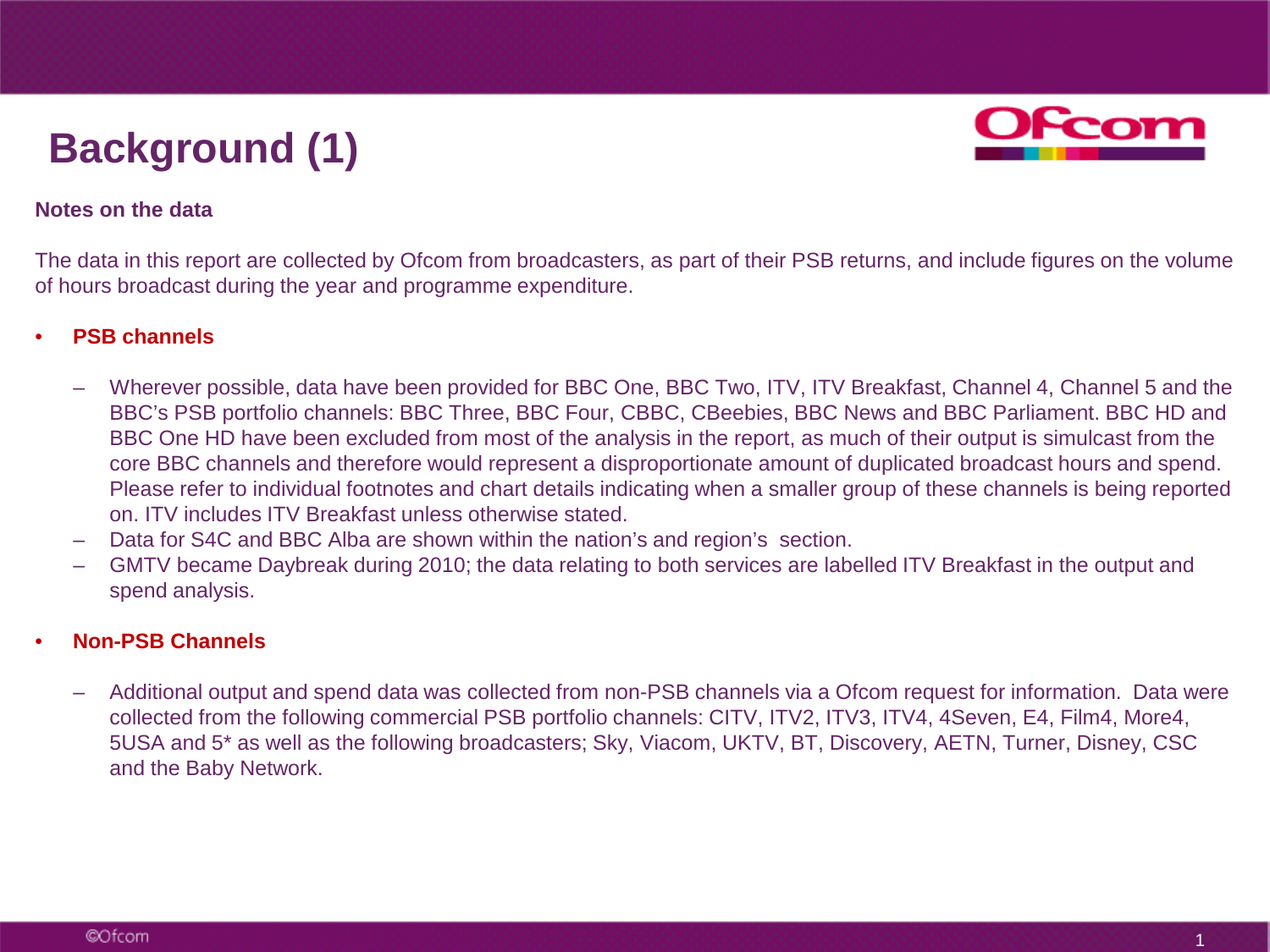# Background (1)

**Notes on the data**

The data in this report are collected by Ofcom from broadcasters, as part of their PSB returns, and include figures on the volume of hours broadcast during the year and programme expenditure.

- **PSB channels**
  - Wherever possible, data have been provided for BBC One, BBC Two, ITV, ITV Breakfast, Channel 4, Channel 5 and the BBC's PSB portfolio channels: BBC Three, BBC Four, CBBC, CBeebies, BBC News and BBC Parliament. BBC HD and BBC One HD have been excluded from most of the analysis in the report, as much of their output is simulcast from the core BBC channels and therefore would represent a disproportionate amount of duplicated broadcast hours and spend. Please refer to individual footnotes and chart details indicating when a smaller group of these channels is being reported on. ITV includes ITV Breakfast unless otherwise stated.
  - Data for S4C and BBC Alba are shown within the nation's and region's section.
  - GMTV became Daybreak during 2010; the data relating to both services are labelled ITV Breakfast in the output and spend analysis.

- **Non-PSB Channels**
  - Additional output and spend data was collected from non-PSB channels via a Ofcom request for information. Data were collected from the following commercial PSB portfolio channels: CITV, ITV2, ITV3, ITV4, 4Seven, E4, Film4, More4, 5USA and 5* as well as the following broadcasters; Sky, Viacom, UKTV, BT, Discovery, AETN, Turner, Disney, CSC and the Baby Network.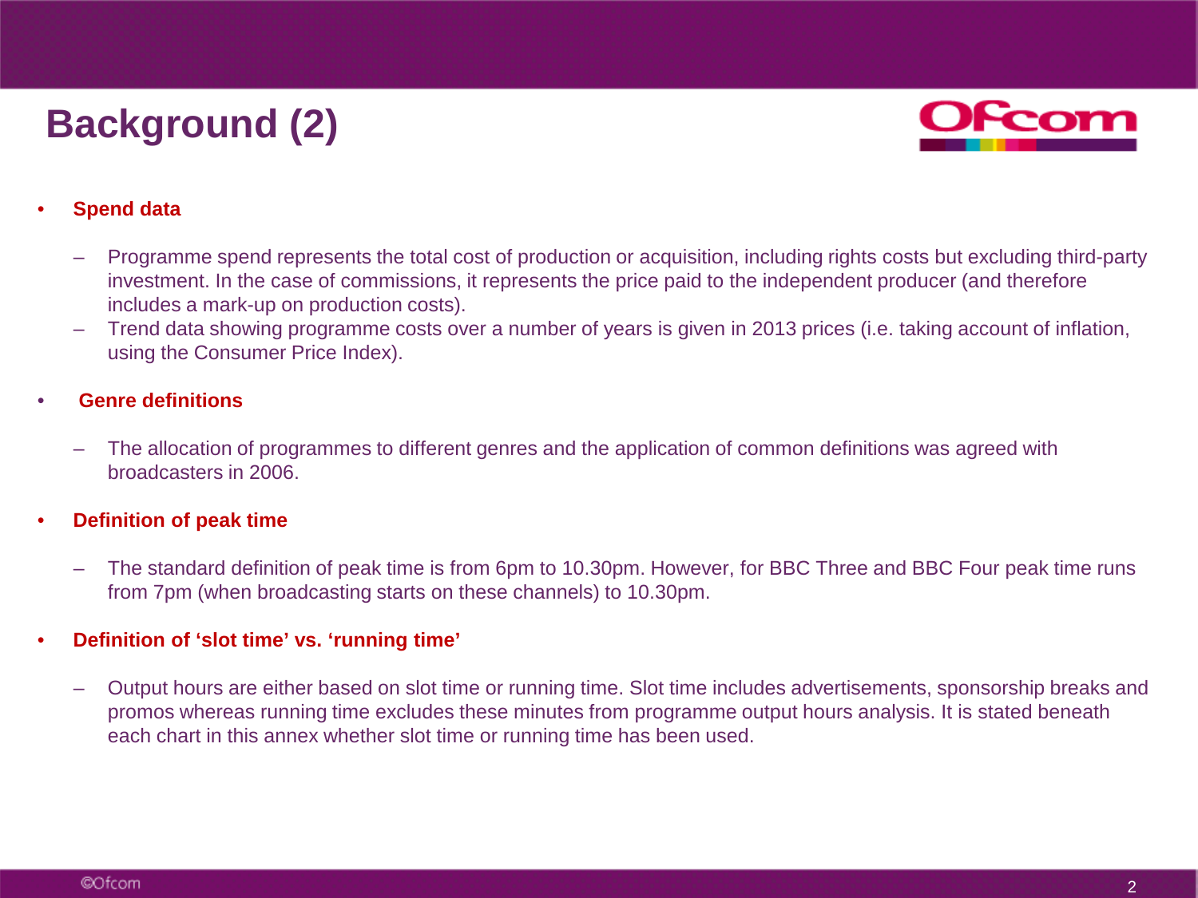# Background (2)

- **Spend data**
  - Programme spend represents the total cost of production or acquisition, including rights costs but excluding third-party investment. In the case of commissions, it represents the price paid to the independent producer (and therefore includes a mark-up on production costs).
  - Trend data showing programme costs over a number of years is given in 2013 prices (i.e. taking account of inflation, using the Consumer Price Index).

- **Genre definitions**
  - The allocation of programmes to different genres and the application of common definitions was agreed with broadcasters in 2006.

- **Definition of peak time**
  - The standard definition of peak time is from 6pm to 10.30pm. However, for BBC Three and BBC Four peak time runs from 7pm (when broadcasting starts on these channels) to 10.30pm.

- **Definition of 'slot time' vs. 'running time'**
  - Output hours are either based on slot time or running time. Slot time includes advertisements, sponsorship breaks and promos whereas running time excludes these minutes from programme output hours analysis. It is stated beneath each chart in this annex whether slot time or running time has been used.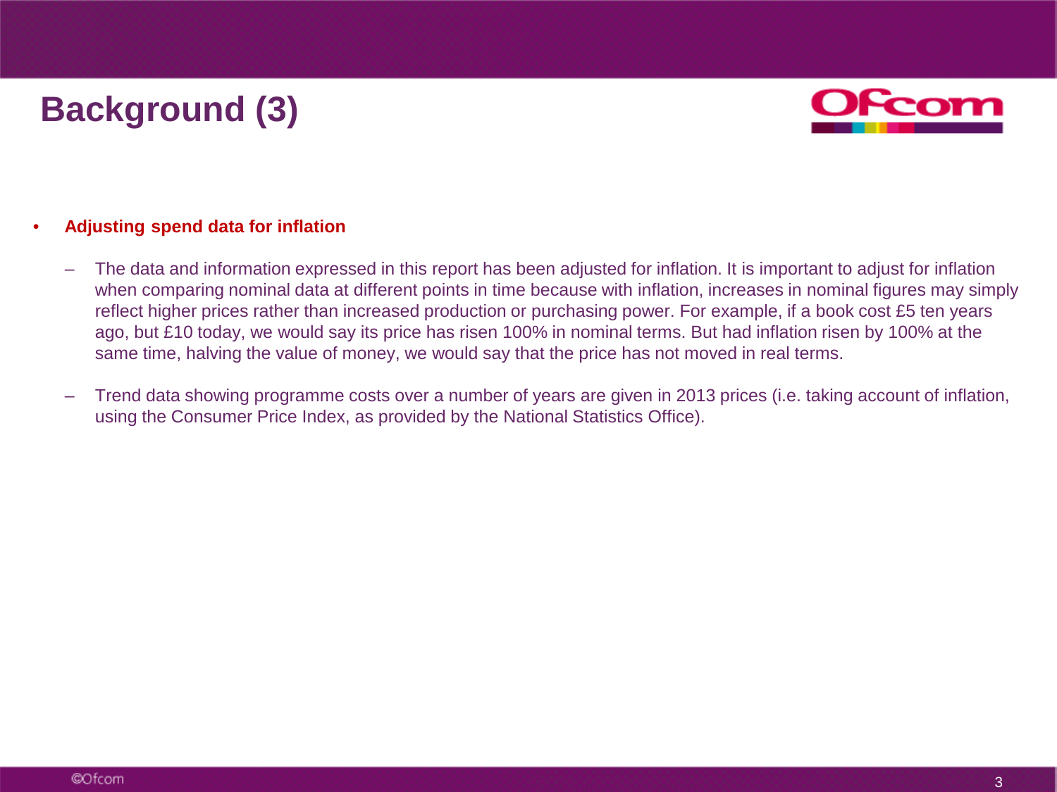# Background (3)

- **Adjusting spend data for inflation**
  - The data and information expressed in this report has been adjusted for inflation. It is important to adjust for inflation when comparing nominal data at different points in time because with inflation, increases in nominal figures may simply reflect higher prices rather than increased production or purchasing power. For example, if a book cost £5 ten years ago, but £10 today, we would say its price has risen 100% in nominal terms. But had inflation risen by 100% at the same time, halving the value of money, we would say that the price has not moved in real terms.
  - Trend data showing programme costs over a number of years are given in 2013 prices (i.e. taking account of inflation, using the Consumer Price Index, as provided by the National Statistics Office).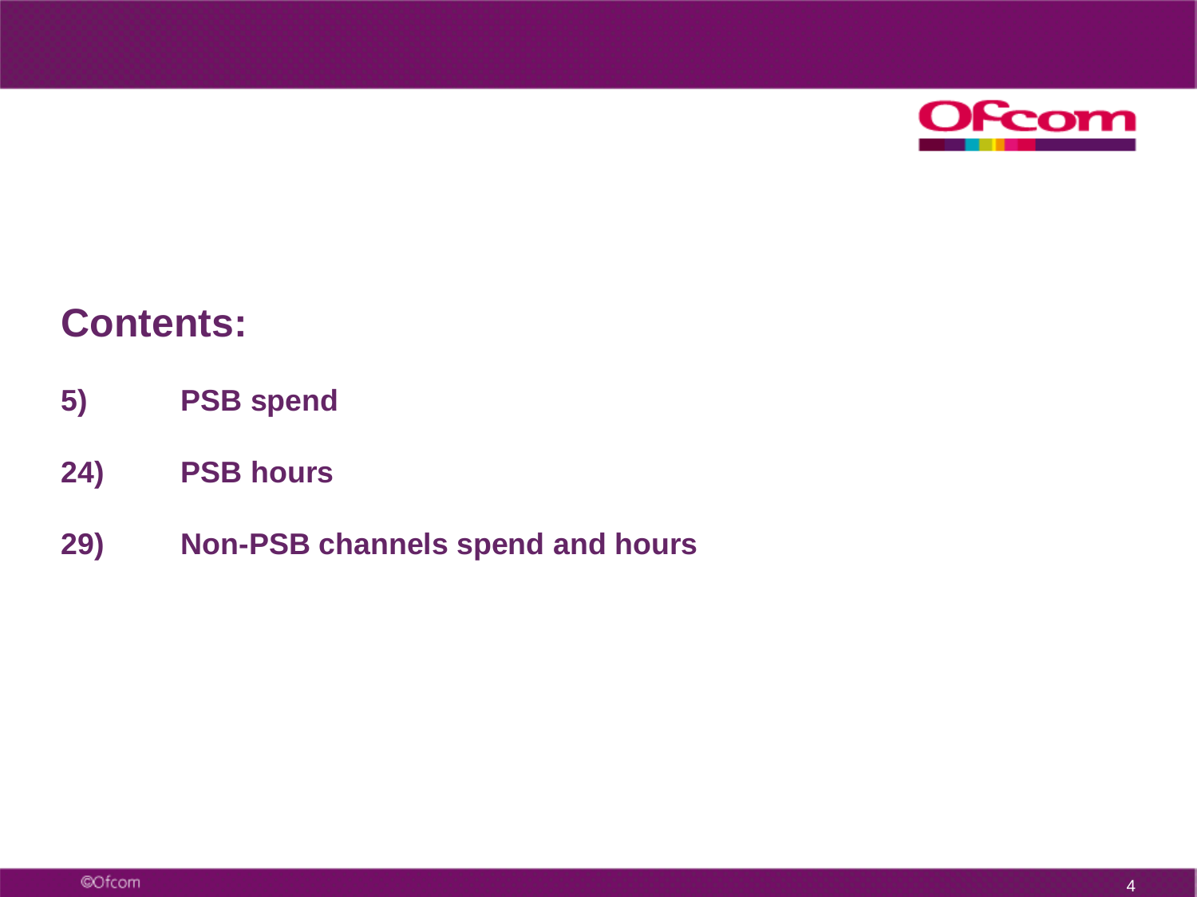# Contents:

5) PSB spend

24) PSB hours

29) Non-PSB channels spend and hours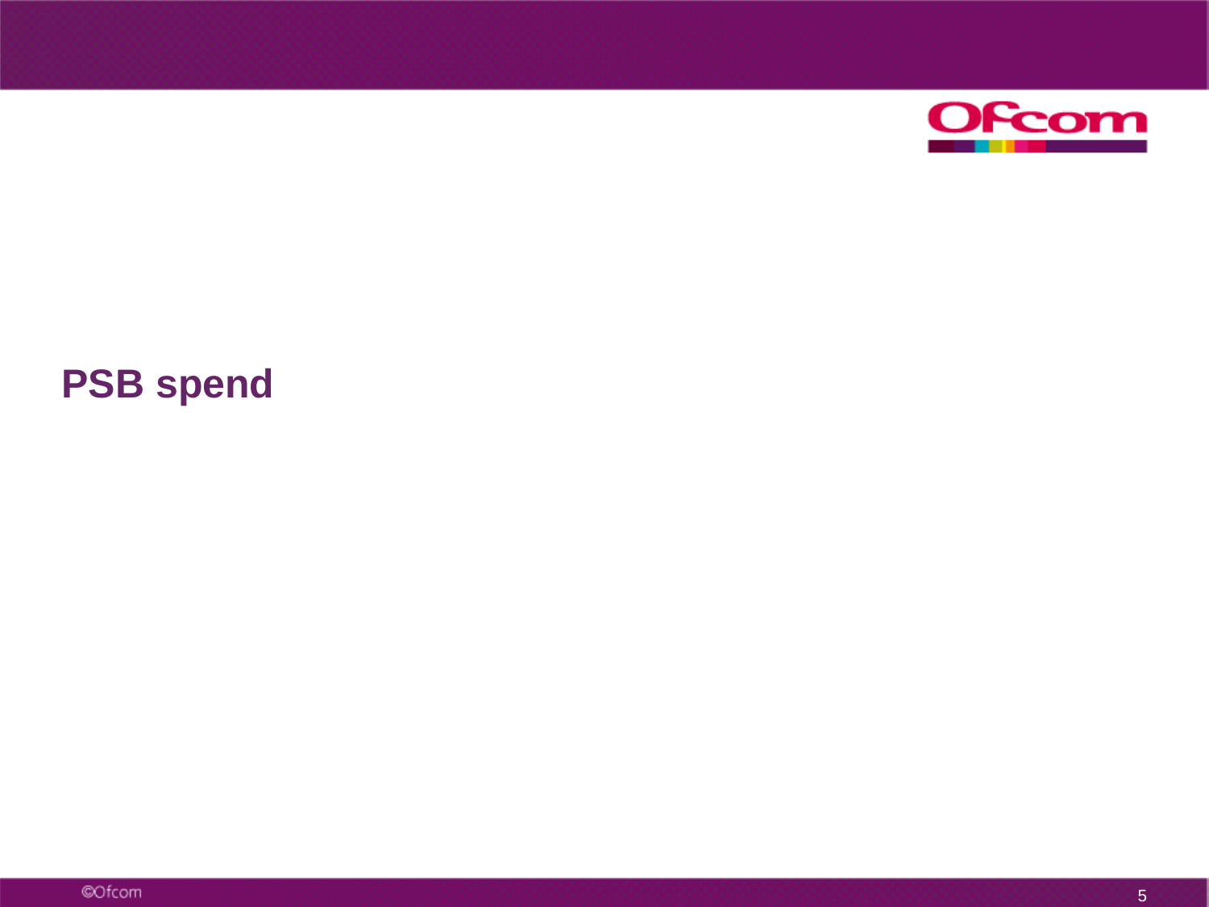# PSB spend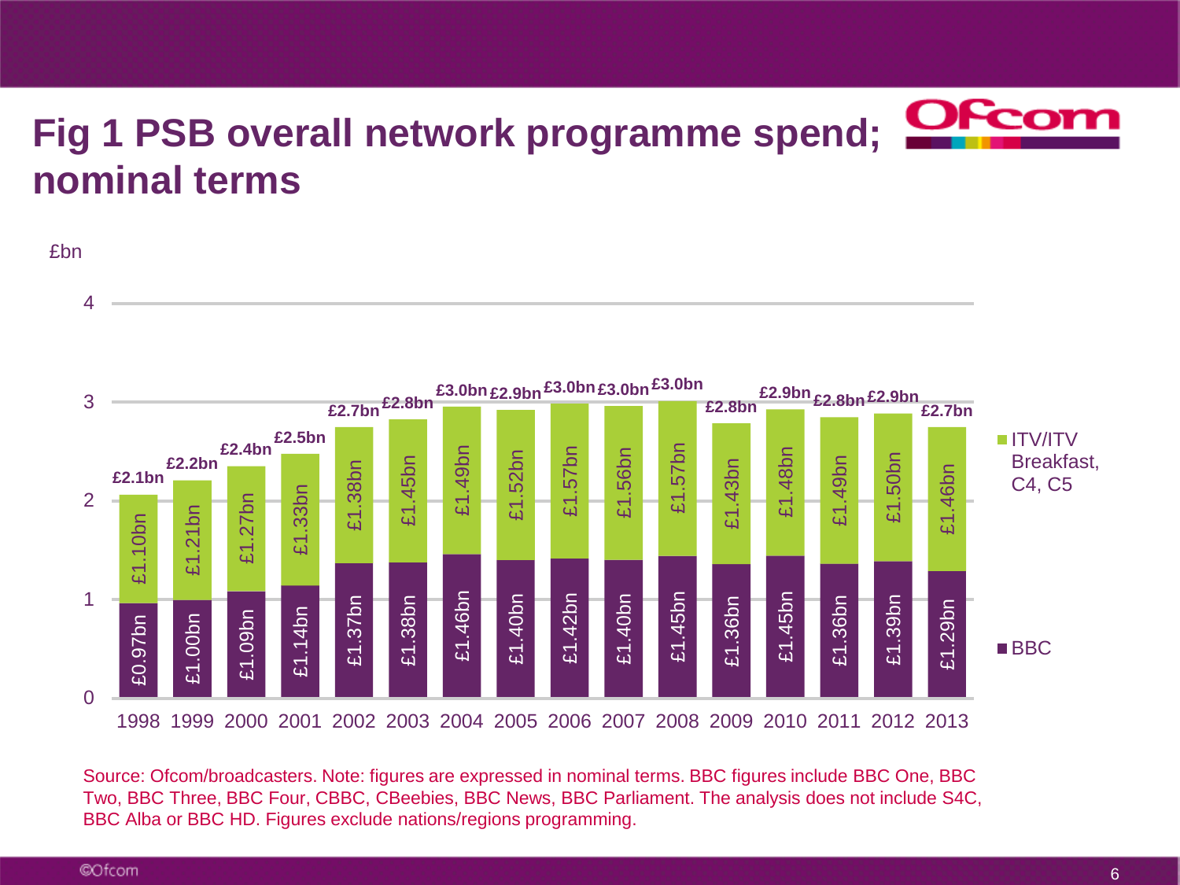# Fig 1 PSB overall network programme spend; nominal terms

£bn

| Year | BBC | ITV/ITV Breakfast, C4, C5 | Total |
|---|---|---|---|
| 1998 | £0.97bn | £1.10bn | £2.1bn |
| 1999 | £1.00bn | £1.21bn | £2.2bn |
| 2000 | £1.09bn | £1.27bn | £2.4bn |
| 2001 | £1.14bn | £1.33bn | £2.5bn |
| 2002 | £1.37bn | £1.38bn | £2.7bn |
| 2003 | £1.38bn | £1.45bn | £2.8bn |
| 2004 | £1.46bn | £1.49bn | £3.0bn |
| 2005 | £1.40bn | £1.52bn | £2.9bn |
| 2006 | £1.42bn | £1.57bn | £3.0bn |
| 2007 | £1.40bn | £1.56bn | £3.0bn |
| 2008 | £1.45bn | £1.57bn | £3.0bn |
| 2009 | £1.36bn | £1.43bn | £2.8bn |
| 2010 | £1.45bn | £1.48bn | £2.9bn |
| 2011 | £1.36bn | £1.49bn | £2.8bn |
| 2012 | £1.39bn | £1.50bn | £2.9bn |
| 2013 | £1.29bn | £1.46bn | £2.7bn |

Source: Ofcom/broadcasters. Note: figures are expressed in nominal terms. BBC figures include BBC One, BBC Two, BBC Three, BBC Four, CBBC, CBeebies, BBC News, BBC Parliament. The analysis does not include S4C, BBC Alba or BBC HD. Figures exclude nations/regions programming.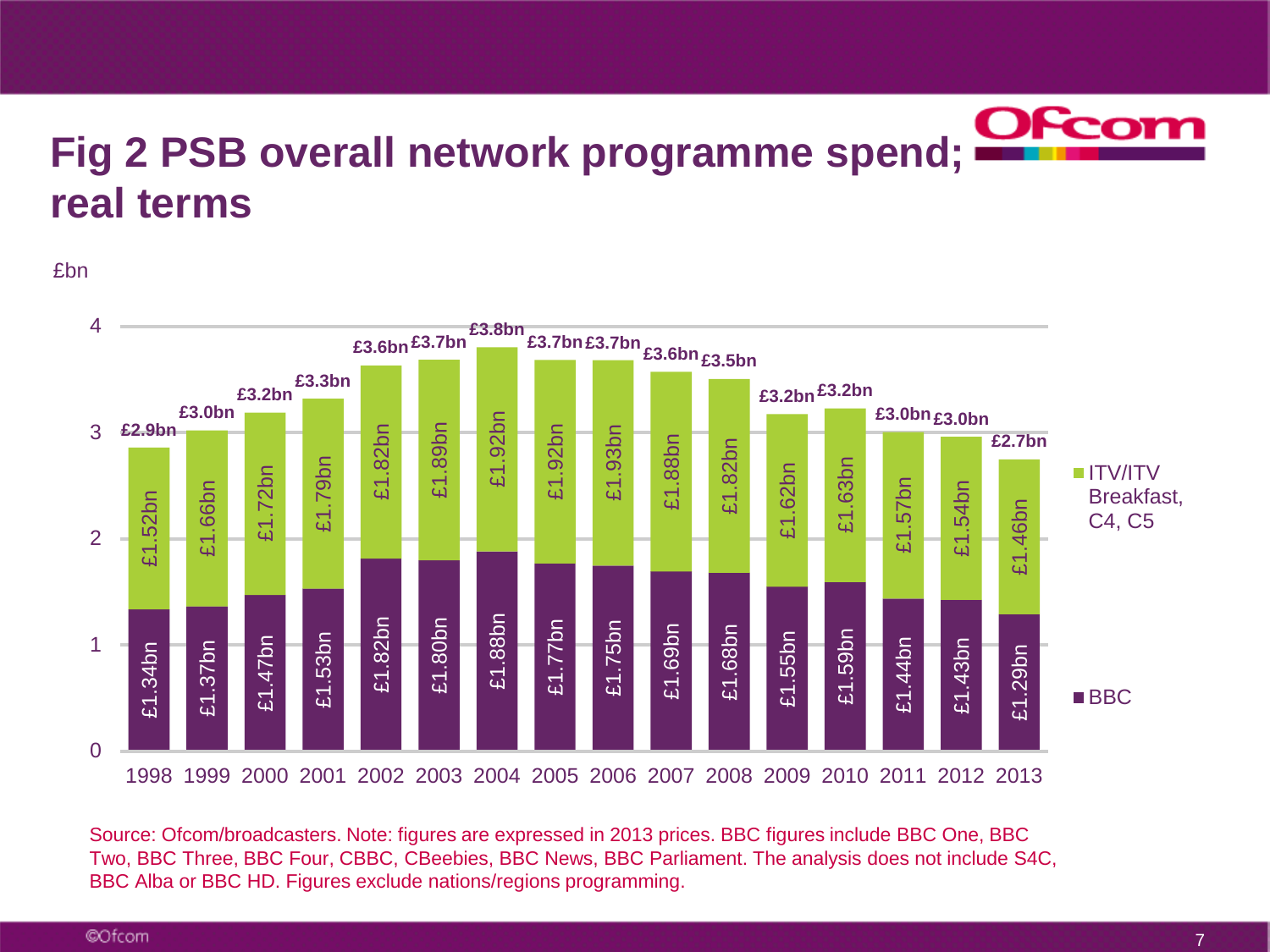# Fig 2 PSB overall network programme spend; real terms

£bn

| Year | BBC | ITV/ITV Breakfast, C4, C5 | Total |
|---|---|---|---|
| 1998 | £1.34bn | £1.52bn | £2.9bn |
| 1999 | £1.37bn | £1.66bn | £3.0bn |
| 2000 | £1.47bn | £1.72bn | £3.2bn |
| 2001 | £1.53bn | £1.79bn | £3.3bn |
| 2002 | £1.82bn | £1.82bn | £3.6bn |
| 2003 | £1.80bn | £1.89bn | £3.7bn |
| 2004 | £1.88bn | £1.92bn | £3.8bn |
| 2005 | £1.77bn | £1.92bn | £3.7bn |
| 2006 | £1.75bn | £1.93bn | £3.7bn |
| 2007 | £1.69bn | £1.88bn | £3.6bn |
| 2008 | £1.68bn | £1.82bn | £3.5bn |
| 2009 | £1.55bn | £1.62bn | £3.2bn |
| 2010 | £1.59bn | £1.63bn | £3.2bn |
| 2011 | £1.44bn | £1.57bn | £3.0bn |
| 2012 | £1.43bn | £1.54bn | £3.0bn |
| 2013 | £1.29bn | £1.46bn | £2.7bn |

Source: Ofcom/broadcasters. Note: figures are expressed in 2013 prices. BBC figures include BBC One, BBC Two, BBC Three, BBC Four, CBBC, CBeebies, BBC News, BBC Parliament. The analysis does not include S4C, BBC Alba or BBC HD. Figures exclude nations/regions programming.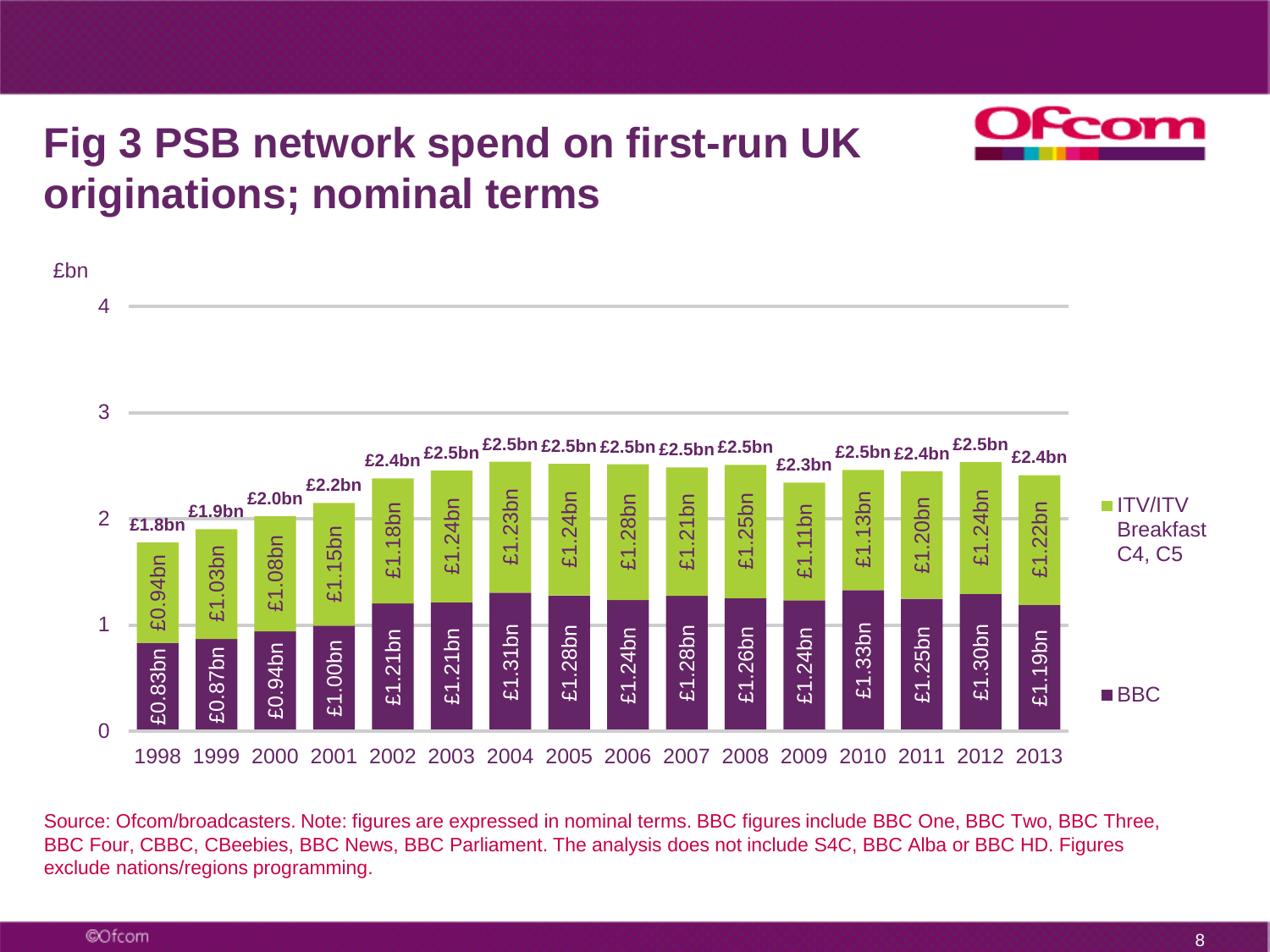# Fig 3 PSB network spend on first-run UK originations; nominal terms

| Year | BBC | ITV/ITV Breakfast C4, C5 | Total |
|---|---|---|---|
| 1998 | £0.83bn | £0.94bn | £1.8bn |
| 1999 | £0.87bn | £1.03bn | £1.9bn |
| 2000 | £0.94bn | £1.08bn | £2.0bn |
| 2001 | £1.00bn | £1.15bn | £2.2bn |
| 2002 | £1.21bn | £1.18bn | £2.4bn |
| 2003 | £1.21bn | £1.24bn | £2.5bn |
| 2004 | £1.31bn | £1.23bn | £2.5bn |
| 2005 | £1.28bn | £1.24bn | £2.5bn |
| 2006 | £1.24bn | £1.28bn | £2.5bn |
| 2007 | £1.28bn | £1.21bn | £2.5bn |
| 2008 | £1.26bn | £1.25bn | £2.5bn |
| 2009 | £1.24bn | £1.11bn | £2.3bn |
| 2010 | £1.33bn | £1.13bn | £2.5bn |
| 2011 | £1.25bn | £1.20bn | £2.4bn |
| 2012 | £1.30bn | £1.24bn | £2.5bn |
| 2013 | £1.19bn | £1.22bn | £2.4bn |

Source: Ofcom/broadcasters. Note: figures are expressed in nominal terms. BBC figures include BBC One, BBC Two, BBC Three, BBC Four, CBBC, CBeebies, BBC News, BBC Parliament. The analysis does not include S4C, BBC Alba or BBC HD. Figures exclude nations/regions programming.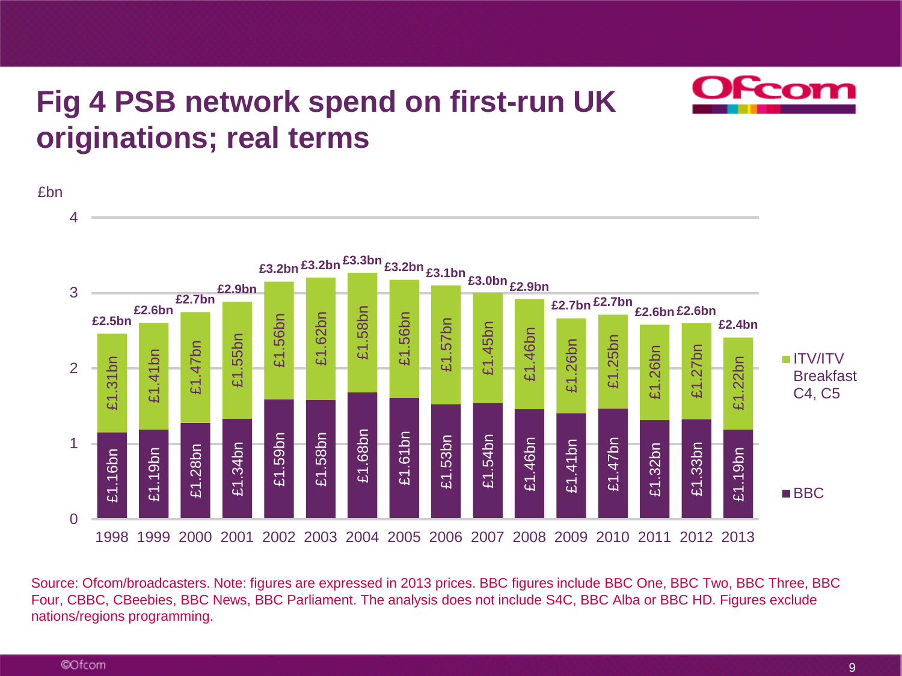# Fig 4 PSB network spend on first-run UK originations; real terms

£bn

| Year | BBC | ITV/ITV Breakfast C4, C5 | Total |
|---|---|---|---|
| 1998 | £1.16bn | £1.31bn | £2.5bn |
| 1999 | £1.19bn | £1.41bn | £2.6bn |
| 2000 | £1.28bn | £1.47bn | £2.7bn |
| 2001 | £1.34bn | £1.55bn | £2.9bn |
| 2002 | £1.59bn | £1.56bn | £3.2bn |
| 2003 | £1.58bn | £1.62bn | £3.2bn |
| 2004 | £1.68bn | £1.58bn | £3.3bn |
| 2005 | £1.61bn | £1.56bn | £3.2bn |
| 2006 | £1.53bn | £1.57bn | £3.1bn |
| 2007 | £1.54bn | £1.45bn | £3.0bn |
| 2008 | £1.46bn | £1.46bn | £2.9bn |
| 2009 | £1.41bn | £1.26bn | £2.7bn |
| 2010 | £1.47bn | £1.25bn | £2.7bn |
| 2011 | £1.32bn | £1.26bn | £2.6bn |
| 2012 | £1.33bn | £1.27bn | £2.6bn |
| 2013 | £1.19bn | £1.22bn | £2.4bn |

Source: Ofcom/broadcasters. Note: figures are expressed in 2013 prices. BBC figures include BBC One, BBC Two, BBC Three, BBC Four, CBBC, CBeebies, BBC News, BBC Parliament. The analysis does not include S4C, BBC Alba or BBC HD. Figures exclude nations/regions programming.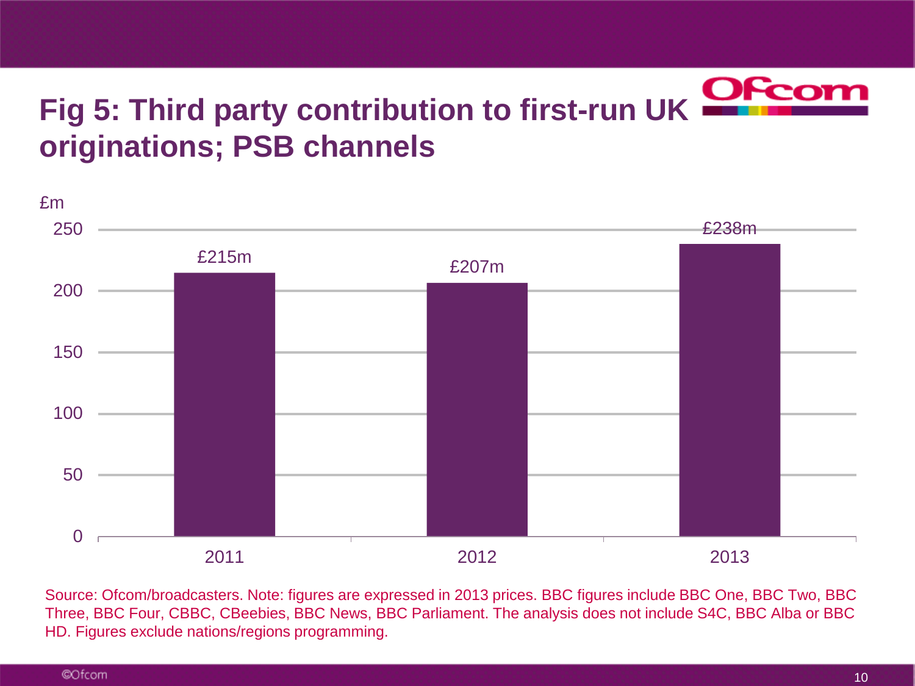# Fig 5: Third party contribution to first-run UK originations; PSB channels

| Year | £m |
|---|---|
| 2011 | £215m |
| 2012 | £207m |
| 2013 | £238m |

Source: Ofcom/broadcasters. Note: figures are expressed in 2013 prices. BBC figures include BBC One, BBC Two, BBC Three, BBC Four, CBBC, CBeebies, BBC News, BBC Parliament. The analysis does not include S4C, BBC Alba or BBC HD. Figures exclude nations/regions programming.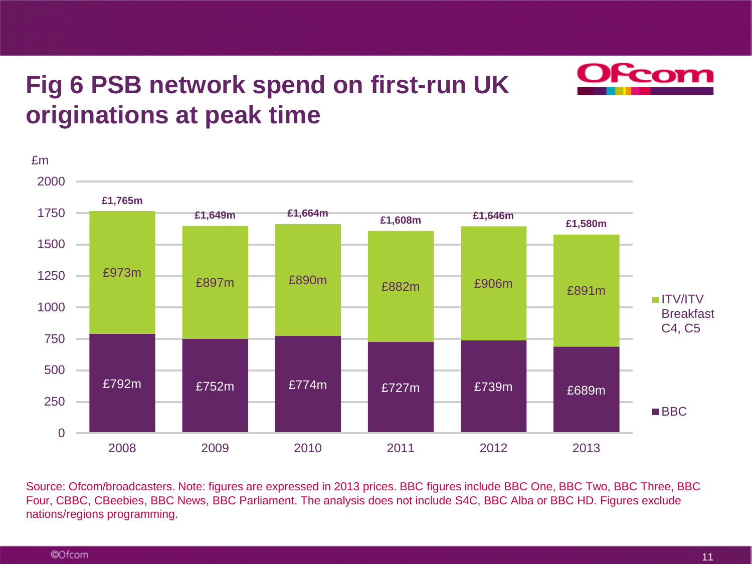# Fig 6 PSB network spend on first-run UK originations at peak time

£m

| | 2008 | 2009 | 2010 | 2011 | 2012 | 2013 |
|---|---|---|---|---|---|---|
| ITV/ITV Breakfast C4, C5 | £973m | £897m | £890m | £882m | £906m | £891m |
| BBC | £792m | £752m | £774m | £727m | £739m | £689m |
| Total | £1,765m | £1,649m | £1,664m | £1,608m | £1,646m | £1,580m |

Source: Ofcom/broadcasters. Note: figures are expressed in 2013 prices. BBC figures include BBC One, BBC Two, BBC Three, BBC Four, CBBC, CBeebies, BBC News, BBC Parliament. The analysis does not include S4C, BBC Alba or BBC HD. Figures exclude nations/regions programming.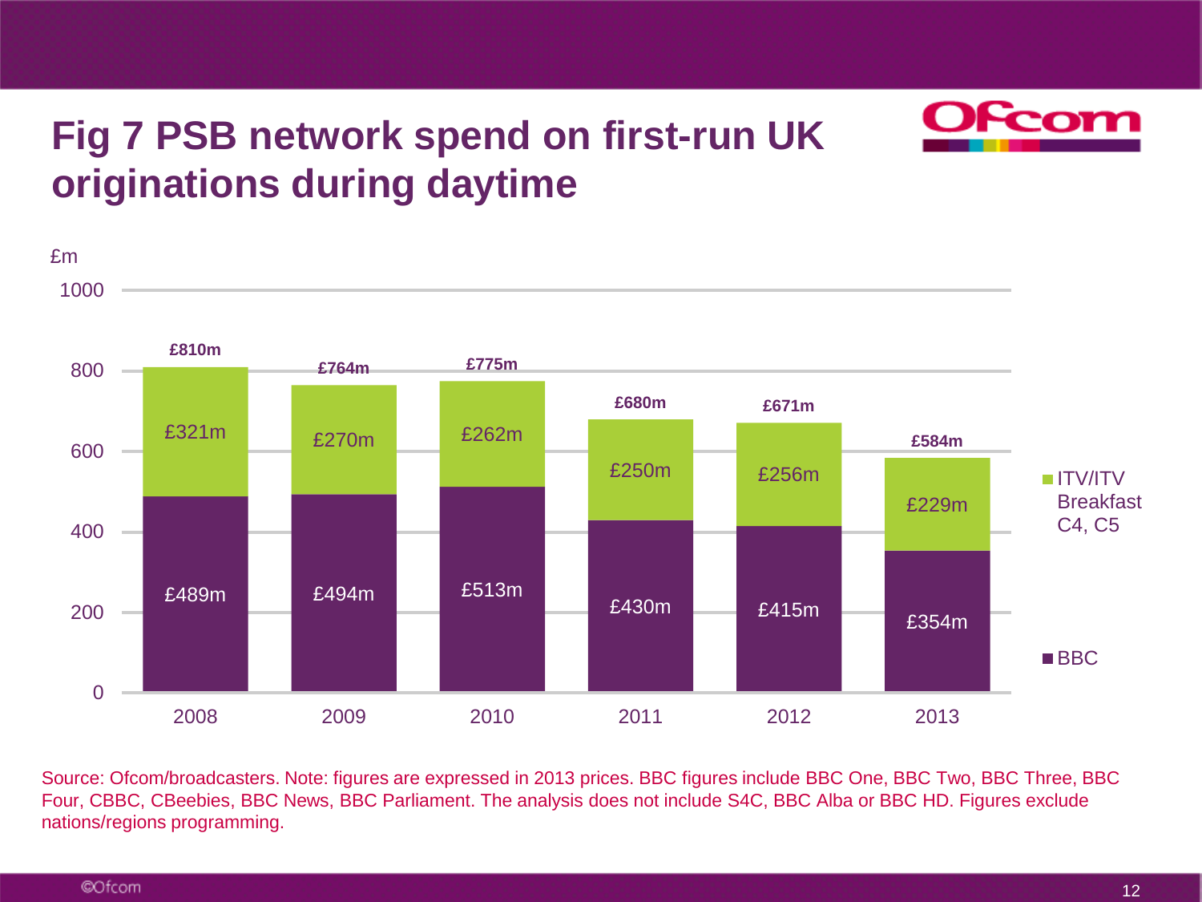# Fig 7 PSB network spend on first-run UK originations during daytime

£m

| Year | BBC | ITV/ITV Breakfast C4, C5 | Total |
|---|---|---|---|
| 2008 | £489m | £321m | £810m |
| 2009 | £494m | £270m | £764m |
| 2010 | £513m | £262m | £775m |
| 2011 | £430m | £250m | £680m |
| 2012 | £415m | £256m | £671m |
| 2013 | £354m | £229m | £584m |

Source: Ofcom/broadcasters. Note: figures are expressed in 2013 prices. BBC figures include BBC One, BBC Two, BBC Three, BBC Four, CBBC, CBeebies, BBC News, BBC Parliament. The analysis does not include S4C, BBC Alba or BBC HD. Figures exclude nations/regions programming.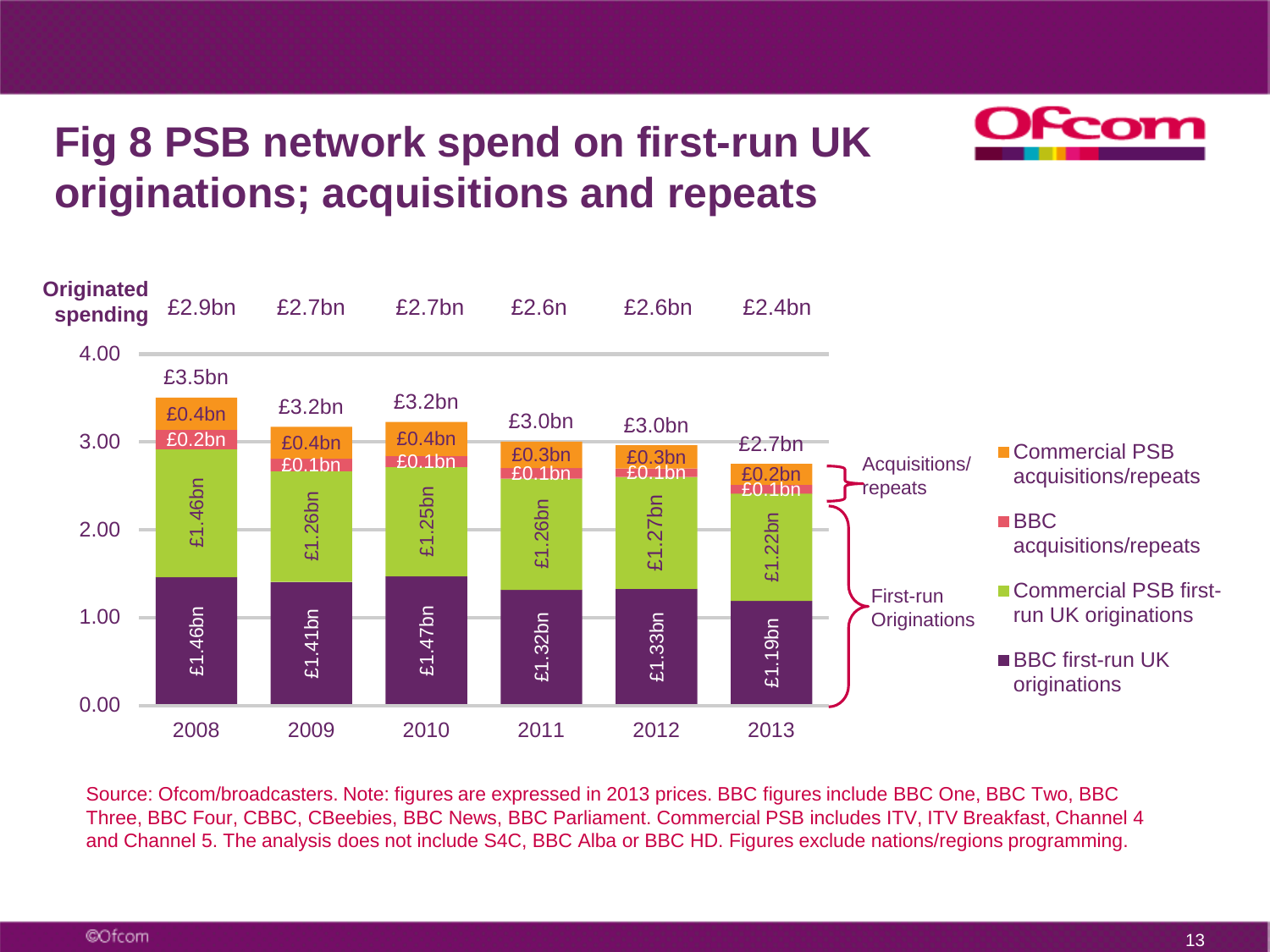# Fig 8 PSB network spend on first-run UK originations; acquisitions and repeats

| | 2008 | 2009 | 2010 | 2011 | 2012 | 2013 |
|---|---|---|---|---|---|---|
| Originated spending | £2.9bn | £2.7bn | £2.7bn | £2.6n | £2.6bn | £2.4bn |
| Total | £3.5bn | £3.2bn | £3.2bn | £3.0bn | £3.0bn | £2.7bn |
| Commercial PSB acquisitions/repeats | £0.4bn | £0.4bn | £0.4bn | £0.3bn | £0.3bn | £0.2bn |
| BBC acquisitions/repeats | £0.2bn | £0.1bn | £0.1bn | £0.1bn | £0.1bn | £0.1bn |
| Commercial PSB first-run UK originations | £1.46bn | £1.26bn | £1.25bn | £1.26bn | £1.27bn | £1.22bn |
| BBC first-run UK originations | £1.46bn | £1.41bn | £1.47bn | £1.32bn | £1.33bn | £1.19bn |

Acquisitions/repeats: Commercial PSB acquisitions/repeats; BBC acquisitions/repeats

First-run Originations: Commercial PSB first-run UK originations; BBC first-run UK originations

Source: Ofcom/broadcasters. Note: figures are expressed in 2013 prices. BBC figures include BBC One, BBC Two, BBC Three, BBC Four, CBBC, CBeebies, BBC News, BBC Parliament. Commercial PSB includes ITV, ITV Breakfast, Channel 4 and Channel 5. The analysis does not include S4C, BBC Alba or BBC HD. Figures exclude nations/regions programming.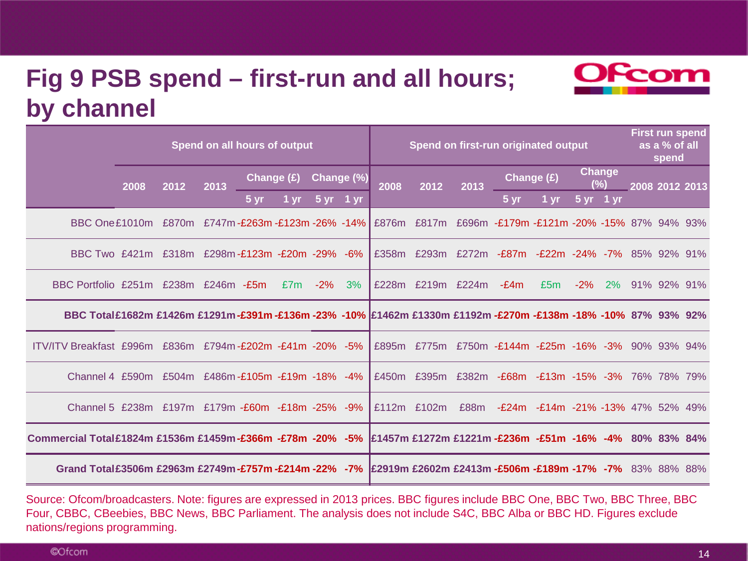# Fig 9 PSB spend – first-run and all hours; by channel

| | Spend on all hours of output | | | | | | | Spend on first-run originated output | | | | | | | First run spend as a % of all spend | | |
|---|---|---|---|---|---|---|---|---|---|---|---|---|---|---|---|---|---|
| | 2008 | 2012 | 2013 | Change (£) | | Change (%) | | 2008 | 2012 | 2013 | Change (£) | | Change (%) | | 2008 | 2012 | 2013 |
| | | | | 5 yr | 1 yr | 5 yr | 1 yr | | | | 5 yr | 1 yr | 5 yr | 1 yr | | | |
| BBC One | £1010m | £870m | £747m | -£263m | -£123m | -26% | -14% | £876m | £817m | £696m | -£179m | -£121m | -20% | -15% | 87% | 94% | 93% |
| BBC Two | £421m | £318m | £298m | -£123m | -£20m | -29% | -6% | £358m | £293m | £272m | -£87m | -£22m | -24% | -7% | 85% | 92% | 91% |
| BBC Portfolio | £251m | £238m | £246m | -£5m | £7m | -2% | 3% | £228m | £219m | £224m | -£4m | £5m | -2% | 2% | 91% | 92% | 91% |
| **BBC Total** | **£1682m** | **£1426m** | **£1291m** | **-£391m** | **-£136m** | **-23%** | **-10%** | **£1462m** | **£1330m** | **£1192m** | **-£270m** | **-£138m** | **-18%** | **-10%** | **87%** | **93%** | **92%** |
| ITV/ITV Breakfast | £996m | £836m | £794m | -£202m | -£41m | -20% | -5% | £895m | £775m | £750m | -£144m | -£25m | -16% | -3% | 90% | 93% | 94% |
| Channel 4 | £590m | £504m | £486m | -£105m | -£19m | -18% | -4% | £450m | £395m | £382m | -£68m | -£13m | -15% | -3% | 76% | 78% | 79% |
| Channel 5 | £238m | £197m | £179m | -£60m | -£18m | -25% | -9% | £112m | £102m | £88m | -£24m | -£14m | -21% | -13% | 47% | 52% | 49% |
| **Commercial Total** | **£1824m** | **£1536m** | **£1459m** | **-£366m** | **-£78m** | **-20%** | **-5%** | **£1457m** | **£1272m** | **£1221m** | **-£236m** | **-£51m** | **-16%** | **-4%** | **80%** | **83%** | **84%** |
| **Grand Total** | **£3506m** | **£2963m** | **£2749m** | **-£757m** | **-£214m** | **-22%** | **-7%** | **£2919m** | **£2602m** | **£2413m** | **-£506m** | **-£189m** | **-17%** | **-7%** | 83% | 88% | 88% |

Source: Ofcom/broadcasters. Note: figures are expressed in 2013 prices. BBC figures include BBC One, BBC Two, BBC Three, BBC Four, CBBC, CBeebies, BBC News, BBC Parliament. The analysis does not include S4C, BBC Alba or BBC HD. Figures exclude nations/regions programming.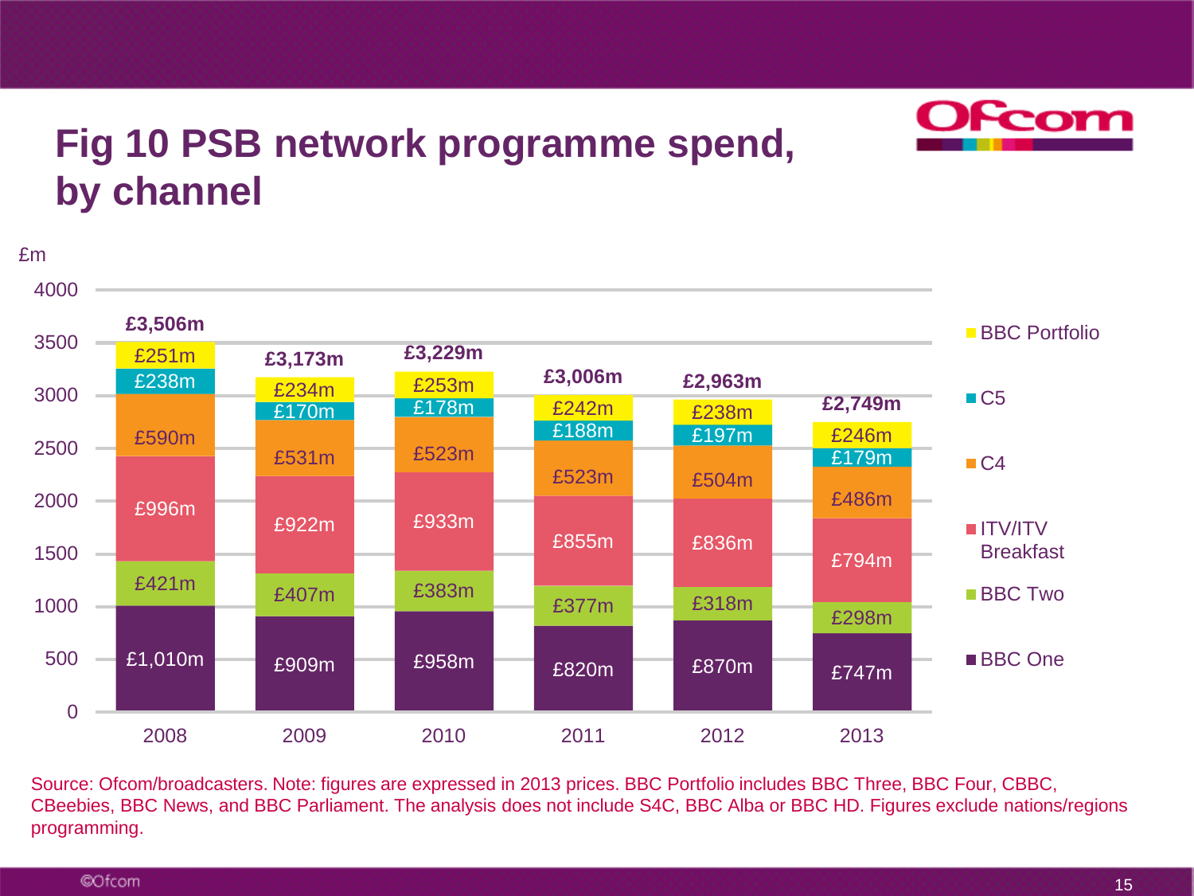# Fig 10 PSB network programme spend, by channel

£m

| Channel | 2008 | 2009 | 2010 | 2011 | 2012 | 2013 |
|---|---|---|---|---|---|---|
| BBC Portfolio | £251m | £234m | £253m | £242m | £238m | £246m |
| C5 | £238m | £170m | £178m | £188m | £197m | £179m |
| C4 | £590m | £531m | £523m | £523m | £504m | £486m |
| ITV/ITV Breakfast | £996m | £922m | £933m | £855m | £836m | £794m |
| BBC Two | £421m | £407m | £383m | £377m | £318m | £298m |
| BBC One | £1,010m | £909m | £958m | £820m | £870m | £747m |
| **Total** | **£3,506m** | **£3,173m** | **£3,229m** | **£3,006m** | **£2,963m** | **£2,749m** |

Source: Ofcom/broadcasters. Note: figures are expressed in 2013 prices. BBC Portfolio includes BBC Three, BBC Four, CBBC, CBeebies, BBC News, and BBC Parliament. The analysis does not include S4C, BBC Alba or BBC HD. Figures exclude nations/regions programming.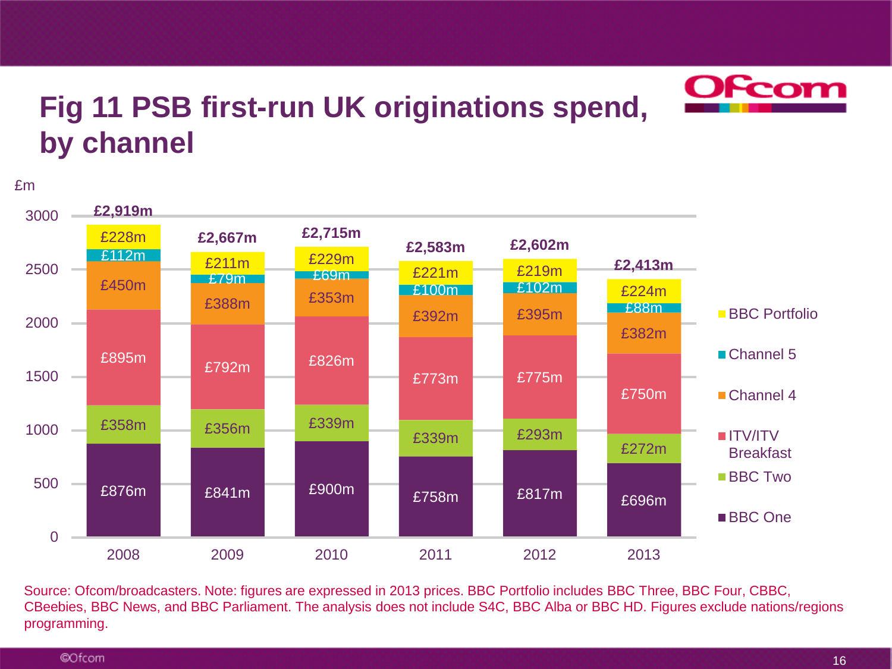# Fig 11 PSB first-run UK originations spend, by channel

£m

| Channel | 2008 | 2009 | 2010 | 2011 | 2012 | 2013 |
|---|---|---|---|---|---|---|
| BBC Portfolio | £228m | £211m | £229m | £221m | £219m | £224m |
| Channel 5 | £112m | £79m | £69m | £100m | £102m | £88m |
| Channel 4 | £450m | £388m | £353m | £392m | £395m | £382m |
| ITV/ITV Breakfast | £895m | £792m | £826m | £773m | £775m | £750m |
| BBC Two | £358m | £356m | £339m | £339m | £293m | £272m |
| BBC One | £876m | £841m | £900m | £758m | £817m | £696m |
| **Total** | **£2,919m** | **£2,667m** | **£2,715m** | **£2,583m** | **£2,602m** | **£2,413m** |

Source: Ofcom/broadcasters. Note: figures are expressed in 2013 prices. BBC Portfolio includes BBC Three, BBC Four, CBBC, CBeebies, BBC News, and BBC Parliament. The analysis does not include S4C, BBC Alba or BBC HD. Figures exclude nations/regions programming.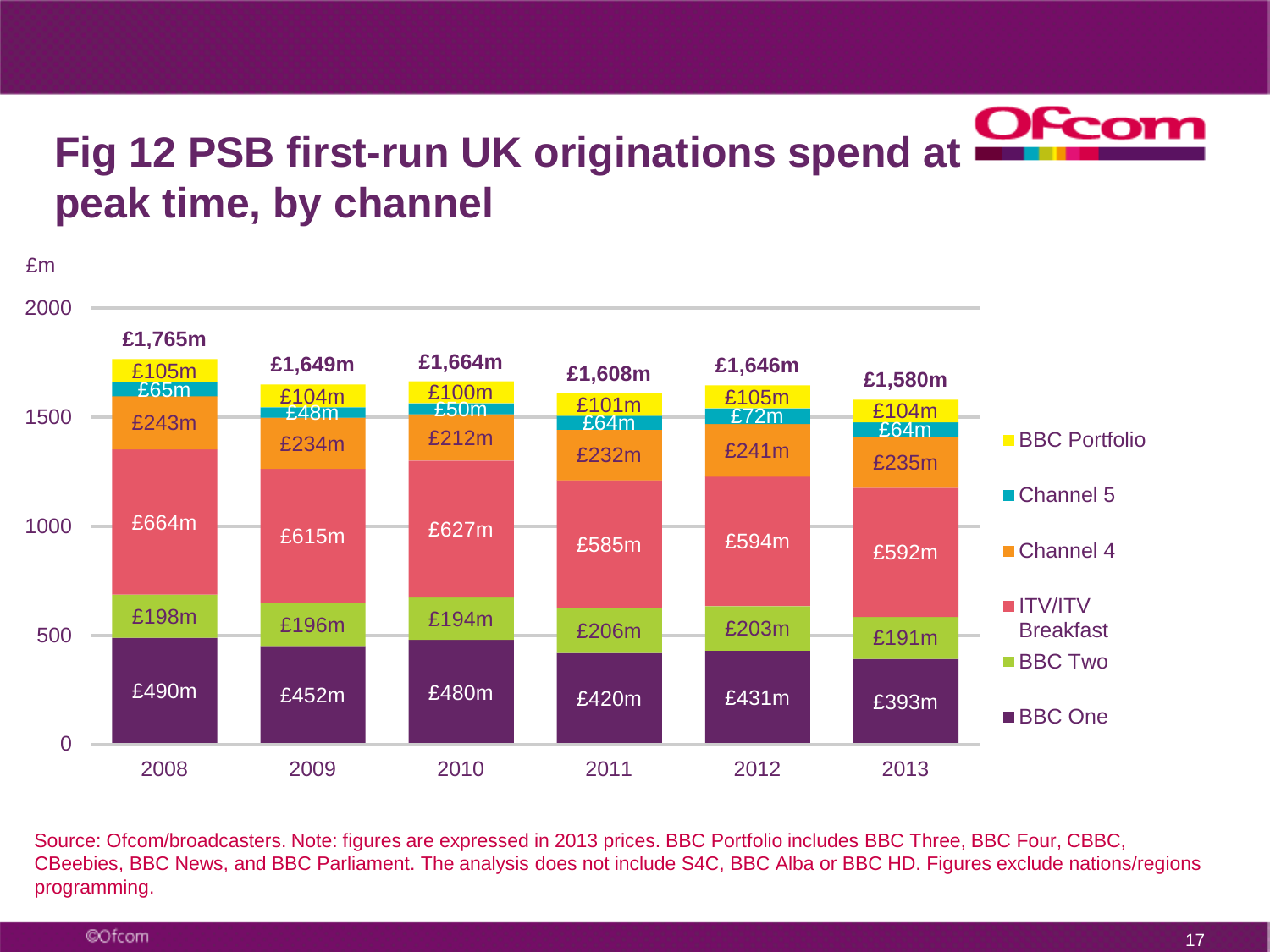# Fig 12 PSB first-run UK originations spend at peak time, by channel

£m

| | 2008 | 2009 | 2010 | 2011 | 2012 | 2013 |
|---|---|---|---|---|---|---|
| BBC Portfolio | £105m | £104m | £100m | £101m | £105m | £104m |
| Channel 5 | £65m | £48m | £50m | £64m | £72m | £64m |
| Channel 4 | £243m | £234m | £212m | £232m | £241m | £235m |
| ITV/ITV Breakfast | £664m | £615m | £627m | £585m | £594m | £592m |
| BBC Two | £198m | £196m | £194m | £206m | £203m | £191m |
| BBC One | £490m | £452m | £480m | £420m | £431m | £393m |
| **Total** | **£1,765m** | **£1,649m** | **£1,664m** | **£1,608m** | **£1,646m** | **£1,580m** |

Source: Ofcom/broadcasters. Note: figures are expressed in 2013 prices. BBC Portfolio includes BBC Three, BBC Four, CBBC, CBeebies, BBC News, and BBC Parliament. The analysis does not include S4C, BBC Alba or BBC HD. Figures exclude nations/regions programming.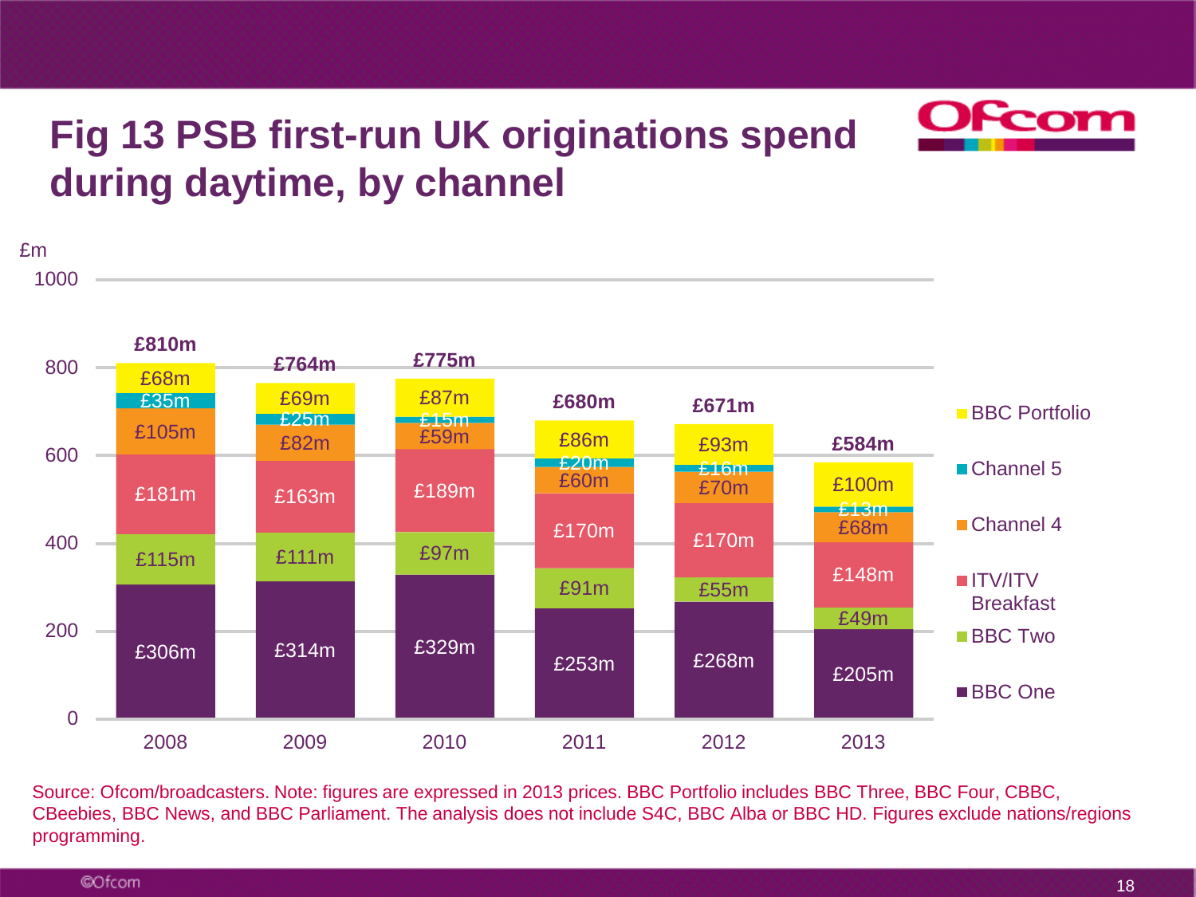# Fig 13 PSB first-run UK originations spend during daytime, by channel

£m

| | 2008 | 2009 | 2010 | 2011 | 2012 | 2013 |
|---|---|---|---|---|---|---|
| BBC Portfolio | £68m | £69m | £87m | £86m | £93m | £100m |
| Channel 5 | £35m | £25m | £15m | £20m | £16m | £13m |
| Channel 4 | £105m | £82m | £59m | £60m | £70m | £68m |
| ITV/ITV Breakfast | £181m | £163m | £189m | £170m | £170m | £148m |
| BBC Two | £115m | £111m | £97m | £91m | £55m | £49m |
| BBC One | £306m | £314m | £329m | £253m | £268m | £205m |
| **Total** | **£810m** | **£764m** | **£775m** | **£680m** | **£671m** | **£584m** |

Source: Ofcom/broadcasters. Note: figures are expressed in 2013 prices. BBC Portfolio includes BBC Three, BBC Four, CBBC, CBeebies, BBC News, and BBC Parliament. The analysis does not include S4C, BBC Alba or BBC HD. Figures exclude nations/regions programming.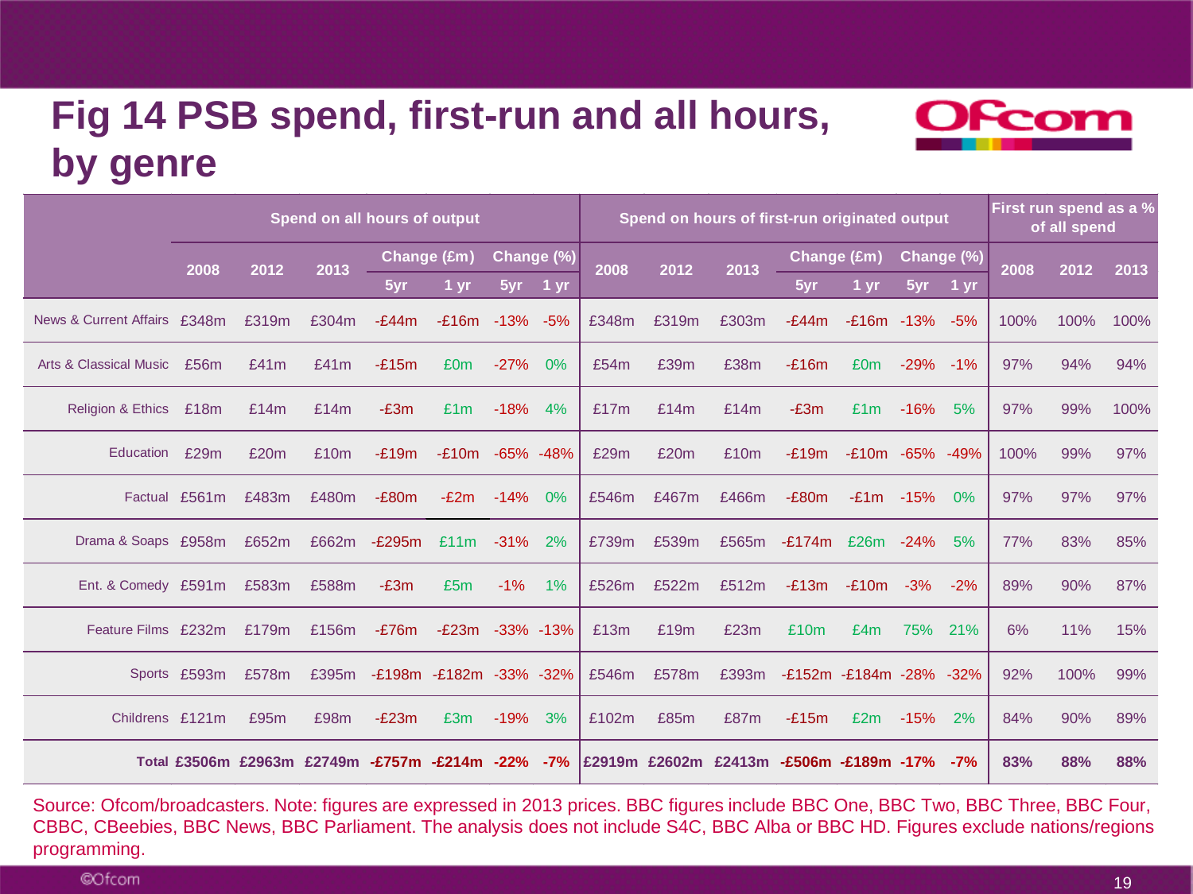# Fig 14 PSB spend, first-run and all hours, by genre

| | Spend on all hours of output | | | | | | | Spend on hours of first-run originated output | | | | | | | First run spend as a % of all spend | | |
|---|---|---|---|---|---|---|---|---|---|---|---|---|---|---|---|---|---|
| | 2008 | 2012 | 2013 | Change (£m) | | Change (%) | | 2008 | 2012 | 2013 | Change (£m) | | Change (%) | | 2008 | 2012 | 2013 |
| | | | | 5yr | 1 yr | 5yr | 1 yr | | | | 5yr | 1 yr | 5yr | 1 yr | | | |
| News & Current Affairs | £348m | £319m | £304m | -£44m | -£16m | -13% | -5% | £348m | £319m | £303m | -£44m | -£16m | -13% | -5% | 100% | 100% | 100% |
| Arts & Classical Music | £56m | £41m | £41m | -£15m | £0m | -27% | 0% | £54m | £39m | £38m | -£16m | £0m | -29% | -1% | 97% | 94% | 94% |
| Religion & Ethics | £18m | £14m | £14m | -£3m | £1m | -18% | 4% | £17m | £14m | £14m | -£3m | £1m | -16% | 5% | 97% | 99% | 100% |
| Education | £29m | £20m | £10m | -£19m | -£10m | -65% | -48% | £29m | £20m | £10m | -£19m | -£10m | -65% | -49% | 100% | 99% | 97% |
| Factual | £561m | £483m | £480m | -£80m | -£2m | -14% | 0% | £546m | £467m | £466m | -£80m | -£1m | -15% | 0% | 97% | 97% | 97% |
| Drama & Soaps | £958m | £652m | £662m | -£295m | £11m | -31% | 2% | £739m | £539m | £565m | -£174m | £26m | -24% | 5% | 77% | 83% | 85% |
| Ent. & Comedy | £591m | £583m | £588m | -£3m | £5m | -1% | 1% | £526m | £522m | £512m | -£13m | -£10m | -3% | -2% | 89% | 90% | 87% |
| Feature Films | £232m | £179m | £156m | -£76m | -£23m | -33% | -13% | £13m | £19m | £23m | £10m | £4m | 75% | 21% | 6% | 11% | 15% |
| Sports | £593m | £578m | £395m | -£198m | -£182m | -33% | -32% | £546m | £578m | £393m | -£152m | -£184m | -28% | -32% | 92% | 100% | 99% |
| Childrens | £121m | £95m | £98m | -£23m | £3m | -19% | 3% | £102m | £85m | £87m | -£15m | £2m | -15% | 2% | 84% | 90% | 89% |
| **Total** | **£3506m** | **£2963m** | **£2749m** | **-£757m** | **-£214m** | **-22%** | **-7%** | **£2919m** | **£2602m** | **£2413m** | **-£506m** | **-£189m** | **-17%** | **-7%** | **83%** | **88%** | **88%** |

Source: Ofcom/broadcasters. Note: figures are expressed in 2013 prices. BBC figures include BBC One, BBC Two, BBC Three, BBC Four, CBBC, CBeebies, BBC News, BBC Parliament. The analysis does not include S4C, BBC Alba or BBC HD. Figures exclude nations/regions programming.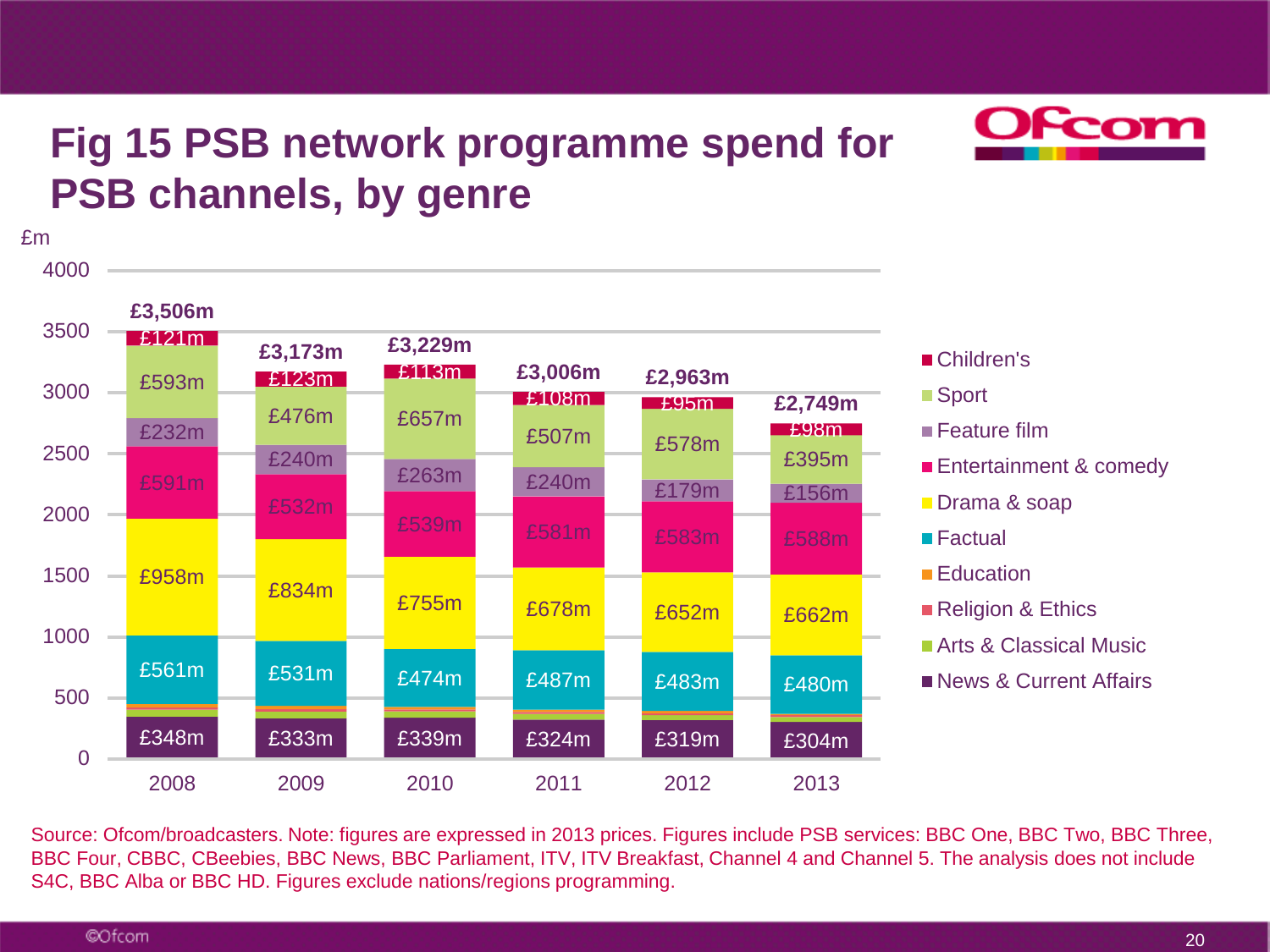# Fig 15 PSB network programme spend for PSB channels, by genre

£m

| Genre | 2008 | 2009 | 2010 | 2011 | 2012 | 2013 |
|---|---|---|---|---|---|---|
| Children's | £121m | £123m | £113m | £108m | £95m | £98m |
| Sport | £593m | £476m | £657m | £507m | £578m | £395m |
| Feature film | £232m | £240m | £263m | £240m | £179m | £156m |
| Entertainment & comedy | £591m | £532m | £539m | £581m | £583m | £588m |
| Drama & soap | £958m | £834m | £755m | £678m | £652m | £662m |
| Factual | £561m | £531m | £474m | £487m | £483m | £480m |
| Education | | | | | | |
| Religion & Ethics | | | | | | |
| Arts & Classical Music | | | | | | |
| News & Current Affairs | £348m | £333m | £339m | £324m | £319m | £304m |
| **Total** | **£3,506m** | **£3,173m** | **£3,229m** | **£3,006m** | **£2,963m** | **£2,749m** |

Source: Ofcom/broadcasters. Note: figures are expressed in 2013 prices. Figures include PSB services: BBC One, BBC Two, BBC Three, BBC Four, CBBC, CBeebies, BBC News, BBC Parliament, ITV, ITV Breakfast, Channel 4 and Channel 5. The analysis does not include S4C, BBC Alba or BBC HD. Figures exclude nations/regions programming.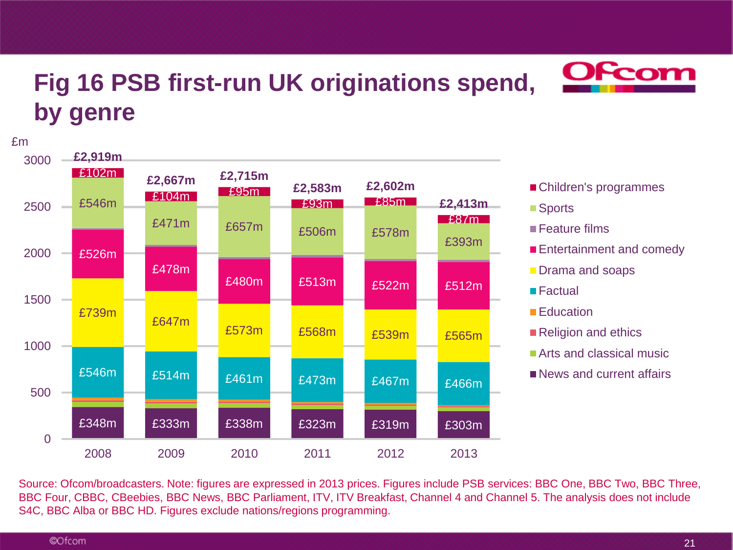# Fig 16 PSB first-run UK originations spend, by genre

£m

| Genre | 2008 | 2009 | 2010 | 2011 | 2012 | 2013 |
|---|---|---|---|---|---|---|
| Children's programmes | £102m | £104m | £95m | £93m | £85m | £87m |
| Sports | £546m | £471m | £657m | £506m | £578m | £393m |
| Feature films | | | | | | |
| Entertainment and comedy | £526m | £478m | £480m | £513m | £522m | £512m |
| Drama and soaps | £739m | £647m | £573m | £568m | £539m | £565m |
| Factual | £546m | £514m | £461m | £473m | £467m | £466m |
| Education | | | | | | |
| Religion and ethics | | | | | | |
| Arts and classical music | | | | | | |
| News and current affairs | £348m | £333m | £338m | £323m | £319m | £303m |
| **Total** | **£2,919m** | **£2,667m** | **£2,715m** | **£2,583m** | **£2,602m** | **£2,413m** |

Source: Ofcom/broadcasters. Note: figures are expressed in 2013 prices. Figures include PSB services: BBC One, BBC Two, BBC Three, BBC Four, CBBC, CBeebies, BBC News, BBC Parliament, ITV, ITV Breakfast, Channel 4 and Channel 5. The analysis does not include S4C, BBC Alba or BBC HD. Figures exclude nations/regions programming.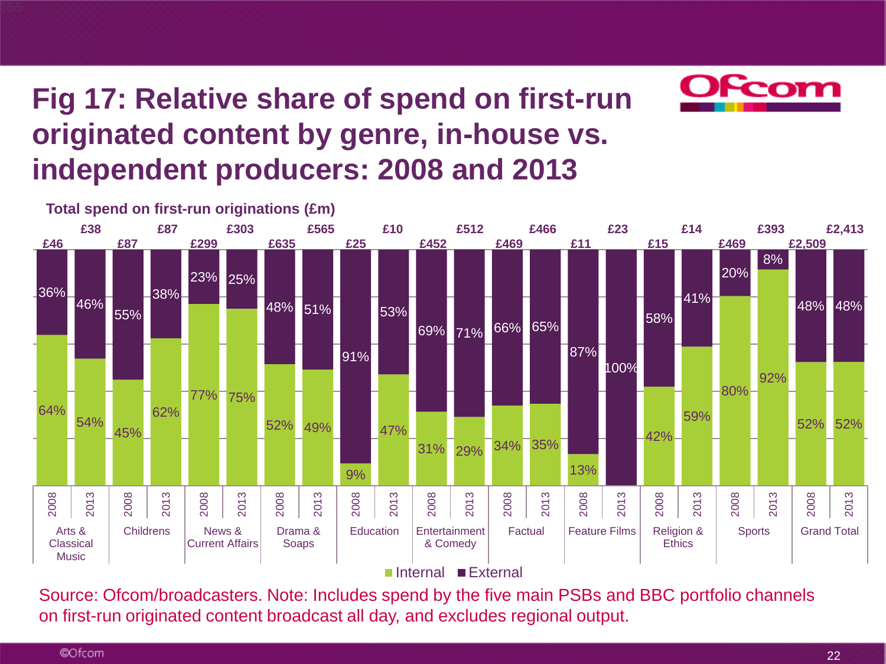# Fig 17: Relative share of spend on first-run originated content by genre, in-house vs. independent producers: 2008 and 2013

**Total spend on first-run originations (£m)**

| Genre | Year | Total spend (£m) | Internal | External |
|---|---|---|---|---|
| Arts & Classical Music | 2008 | £46 | 64% | 36% |
| Arts & Classical Music | 2013 | £38 | 54% | 46% |
| Childrens | 2008 | £87 | 45% | 55% |
| Childrens | 2013 | £87 | 62% | 38% |
| News & Current Affairs | 2008 | £299 | 77% | 23% |
| News & Current Affairs | 2013 | £303 | 75% | 25% |
| Drama & Soaps | 2008 | £635 | 52% | 48% |
| Drama & Soaps | 2013 | £565 | 49% | 51% |
| Education | 2008 | £25 | 9% | 91% |
| Education | 2013 | £10 | 47% | 53% |
| Entertainment & Comedy | 2008 | £452 | 31% | 69% |
| Entertainment & Comedy | 2013 | £512 | 29% | 71% |
| Factual | 2008 | £469 | 34% | 66% |
| Factual | 2013 | £466 | 35% | 65% |
| Feature Films | 2008 | £11 | 13% | 87% |
| Feature Films | 2013 | £23 | | 100% |
| Religion & Ethics | 2008 | £15 | 42% | 58% |
| Religion & Ethics | 2013 | £14 | 59% | 41% |
| Sports | 2008 | £469 | 80% | 20% |
| Sports | 2013 | £393 | 92% | 8% |
| Grand Total | 2008 | £2,509 | 52% | 48% |
| Grand Total | 2013 | £2,413 | 52% | 48% |

Source: Ofcom/broadcasters. Note: Includes spend by the five main PSBs and BBC portfolio channels on first-run originated content broadcast all day, and excludes regional output.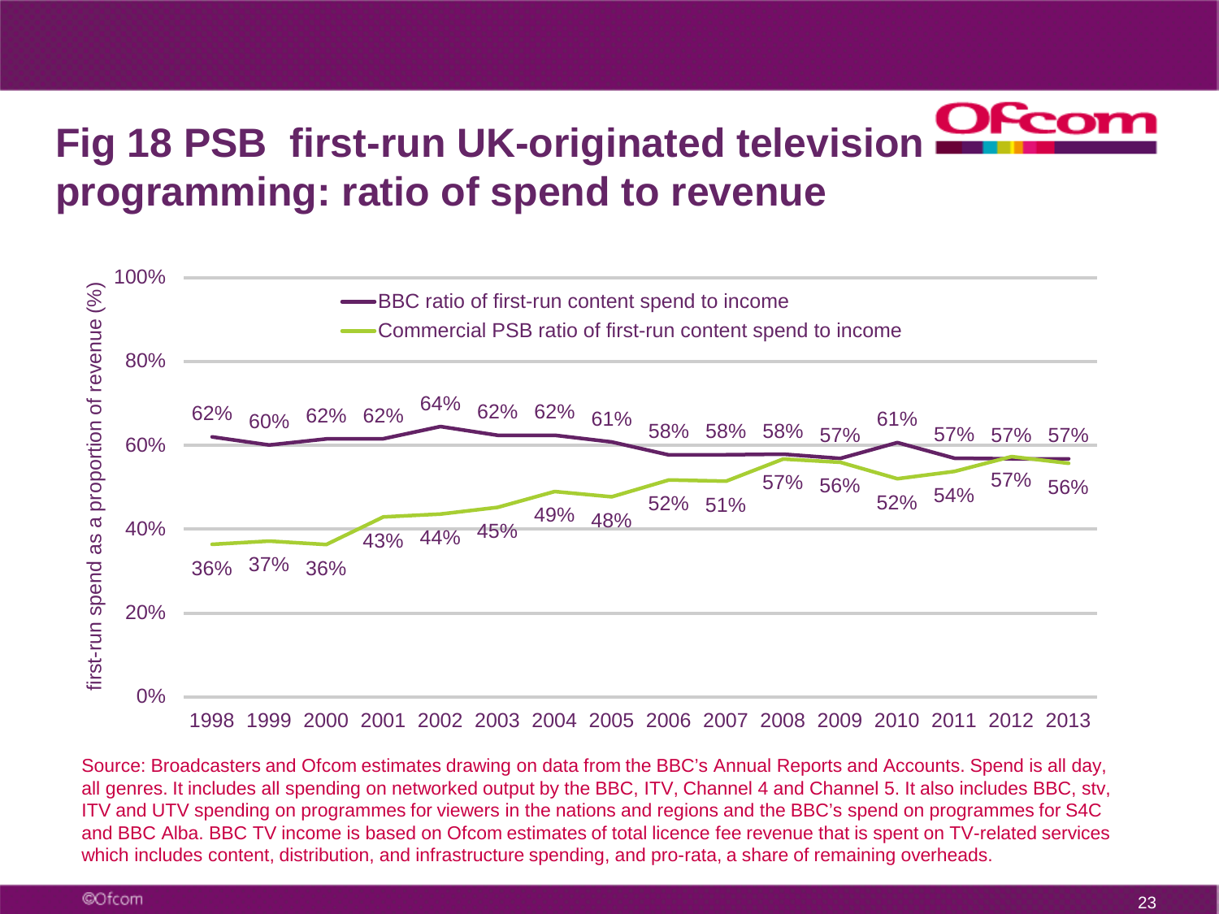# Fig 18 PSB first-run UK-originated television programming: ratio of spend to revenue

| Year | BBC ratio of first-run content spend to income | Commercial PSB ratio of first-run content spend to income |
|---|---|---|
| 1998 | 62% | 36% |
| 1999 | 60% | 37% |
| 2000 | 62% | 36% |
| 2001 | 62% | 43% |
| 2002 | 64% | 44% |
| 2003 | 62% | 45% |
| 2004 | 62% | 49% |
| 2005 | 61% | 48% |
| 2006 | 58% | 52% |
| 2007 | 58% | 51% |
| 2008 | 58% | 57% |
| 2009 | 57% | 56% |
| 2010 | 61% | 52% |
| 2011 | 57% | 54% |
| 2012 | 57% | 57% |
| 2013 | 57% | 56% |

Source: Broadcasters and Ofcom estimates drawing on data from the BBC's Annual Reports and Accounts. Spend is all day, all genres. It includes all spending on networked output by the BBC, ITV, Channel 4 and Channel 5. It also includes BBC, stv, ITV and UTV spending on programmes for viewers in the nations and regions and the BBC's spend on programmes for S4C and BBC Alba. BBC TV income is based on Ofcom estimates of total licence fee revenue that is spent on TV-related services which includes content, distribution, and infrastructure spending, and pro-rata, a share of remaining overheads.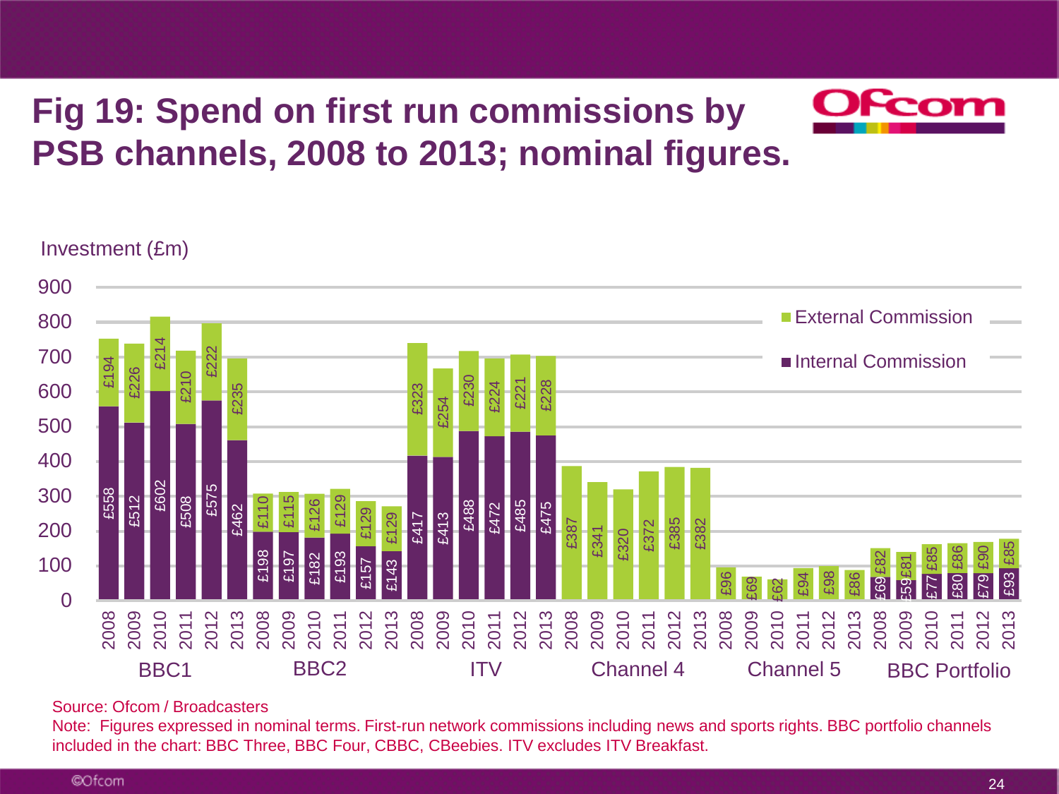# Fig 19: Spend on first run commissions by PSB channels, 2008 to 2013; nominal figures.

Investment (£m)

| Channel | Year | Internal Commission | External Commission |
|---|---|---|---|
| BBC1 | 2008 | £558 | £194 |
| BBC1 | 2009 | £512 | £226 |
| BBC1 | 2010 | £602 | £214 |
| BBC1 | 2011 | £508 | £210 |
| BBC1 | 2012 | £575 | £222 |
| BBC1 | 2013 | £462 | £235 |
| BBC2 | 2008 | £198 | £110 |
| BBC2 | 2009 | £197 | £115 |
| BBC2 | 2010 | £182 | £126 |
| BBC2 | 2011 | £193 | £129 |
| BBC2 | 2012 | £157 | £129 |
| BBC2 | 2013 | £143 | £129 |
| ITV | 2008 | £417 | £323 |
| ITV | 2009 | £413 | £254 |
| ITV | 2010 | £488 | £230 |
| ITV | 2011 | £472 | £224 |
| ITV | 2012 | £485 | £221 |
| ITV | 2013 | £475 | £228 |
| Channel 4 | 2008 | | £387 |
| Channel 4 | 2009 | | £341 |
| Channel 4 | 2010 | | £320 |
| Channel 4 | 2011 | | £372 |
| Channel 4 | 2012 | | £385 |
| Channel 4 | 2013 | | £382 |
| Channel 5 | 2008 | | £96 |
| Channel 5 | 2009 | | £69 |
| Channel 5 | 2010 | | £62 |
| Channel 5 | 2011 | | £94 |
| Channel 5 | 2012 | | £98 |
| Channel 5 | 2013 | | £86 |
| BBC Portfolio | 2008 | £69 | £82 |
| BBC Portfolio | 2009 | £59 | £81 |
| BBC Portfolio | 2010 | £77 | £85 |
| BBC Portfolio | 2011 | £80 | £86 |
| BBC Portfolio | 2012 | £79 | £90 |
| BBC Portfolio | 2013 | £93 | £85 |

Source: Ofcom / Broadcasters

Note: Figures expressed in nominal terms. First-run network commissions including news and sports rights. BBC portfolio channels included in the chart: BBC Three, BBC Four, CBBC, CBeebies. ITV excludes ITV Breakfast.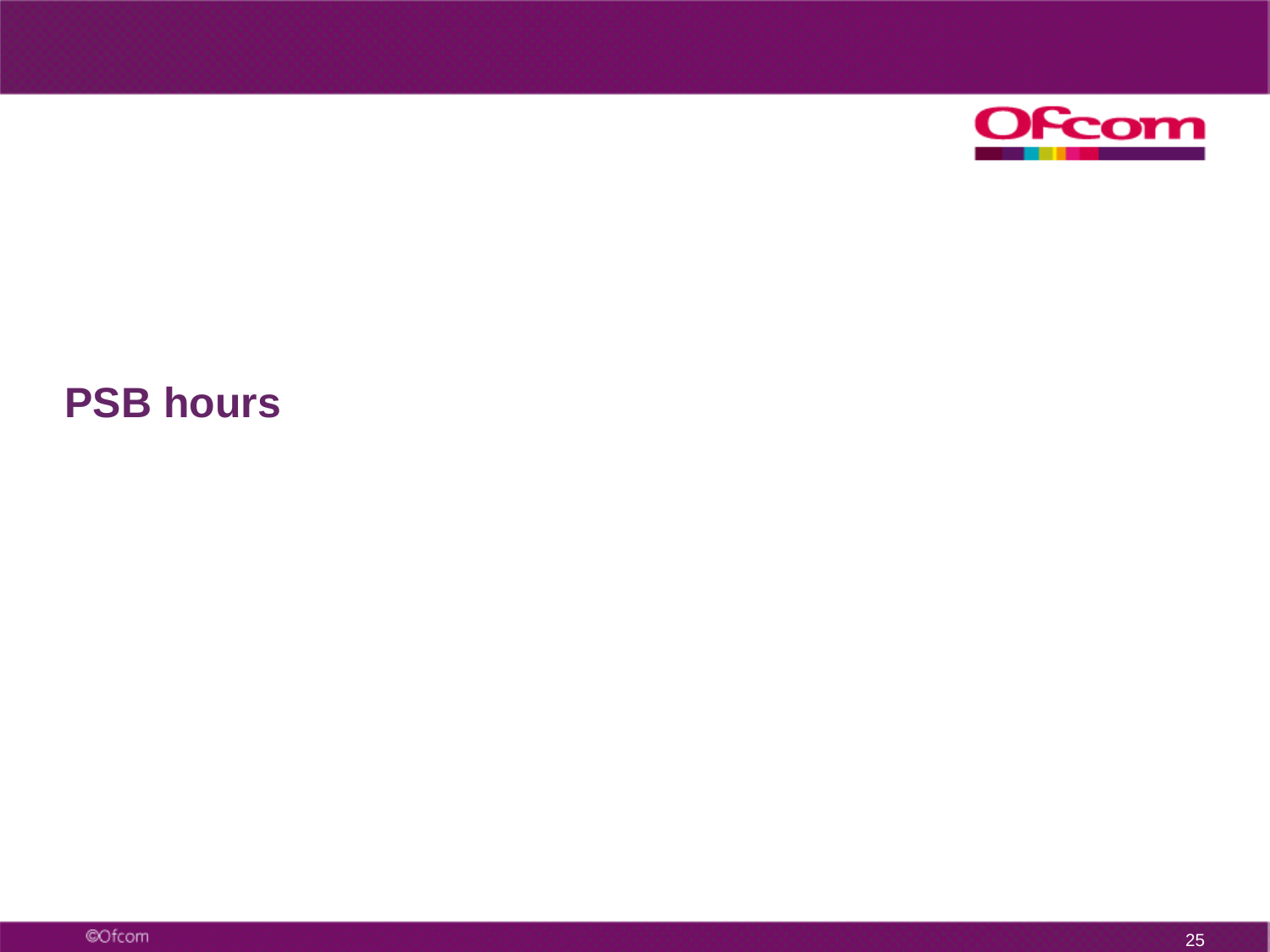# PSB hours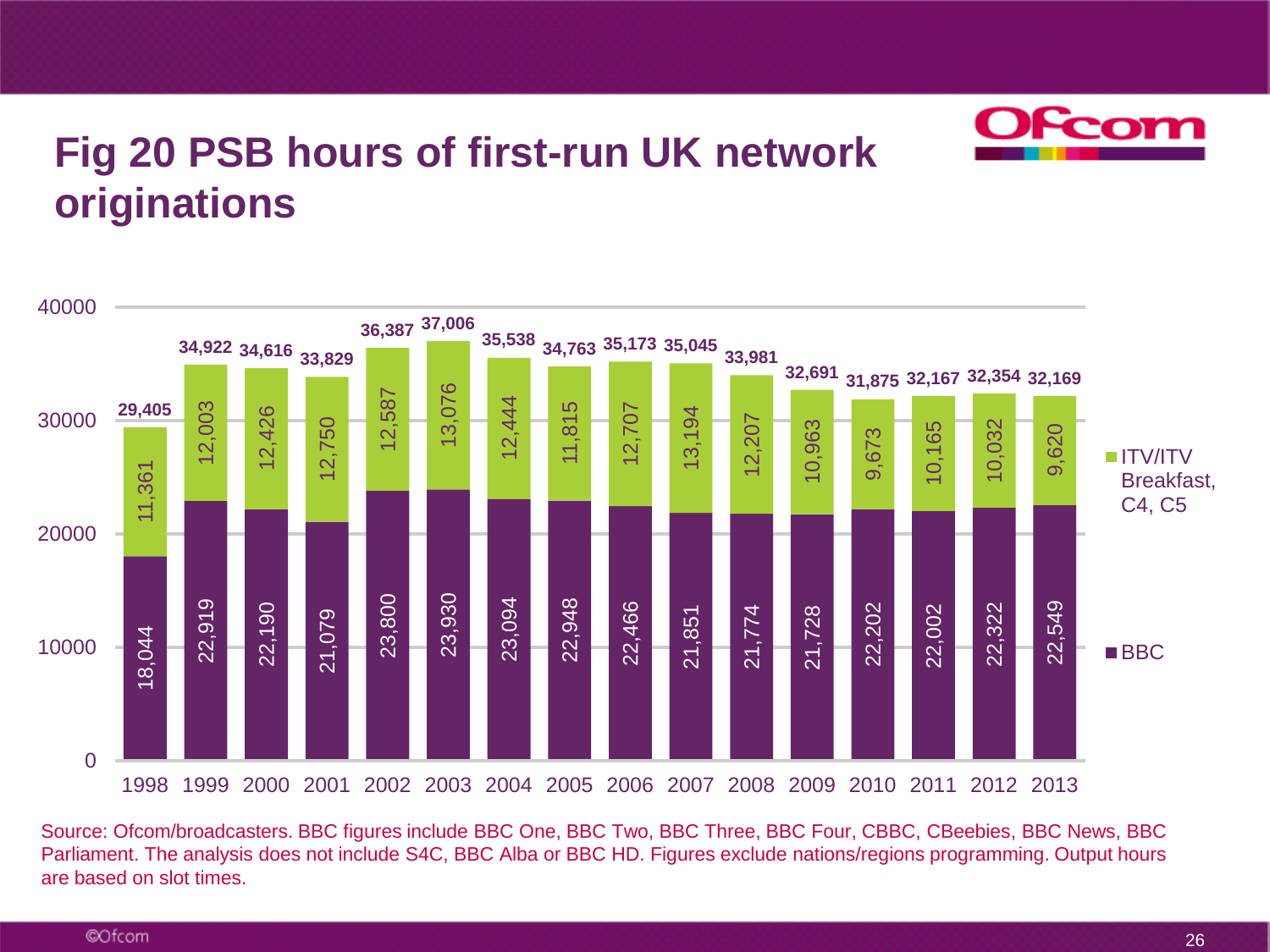# Fig 20 PSB hours of first-run UK network originations

| Year | BBC | ITV/ITV Breakfast, C4, C5 | Total |
|---|---|---|---|
| 1998 | 18,044 | 11,361 | 29,405 |
| 1999 | 22,919 | 12,003 | 34,922 |
| 2000 | 22,190 | 12,426 | 34,616 |
| 2001 | 21,079 | 12,750 | 33,829 |
| 2002 | 23,800 | 12,587 | 36,387 |
| 2003 | 23,930 | 13,076 | 37,006 |
| 2004 | 23,094 | 12,444 | 35,538 |
| 2005 | 22,948 | 11,815 | 34,763 |
| 2006 | 22,466 | 12,707 | 35,173 |
| 2007 | 21,851 | 13,194 | 35,045 |
| 2008 | 21,774 | 12,207 | 33,981 |
| 2009 | 21,728 | 10,963 | 32,691 |
| 2010 | 22,202 | 9,673 | 31,875 |
| 2011 | 22,002 | 10,165 | 32,167 |
| 2012 | 22,322 | 10,032 | 32,354 |
| 2013 | 22,549 | 9,620 | 32,169 |

Source: Ofcom/broadcasters. BBC figures include BBC One, BBC Two, BBC Three, BBC Four, CBBC, CBeebies, BBC News, BBC Parliament. The analysis does not include S4C, BBC Alba or BBC HD. Figures exclude nations/regions programming. Output hours are based on slot times.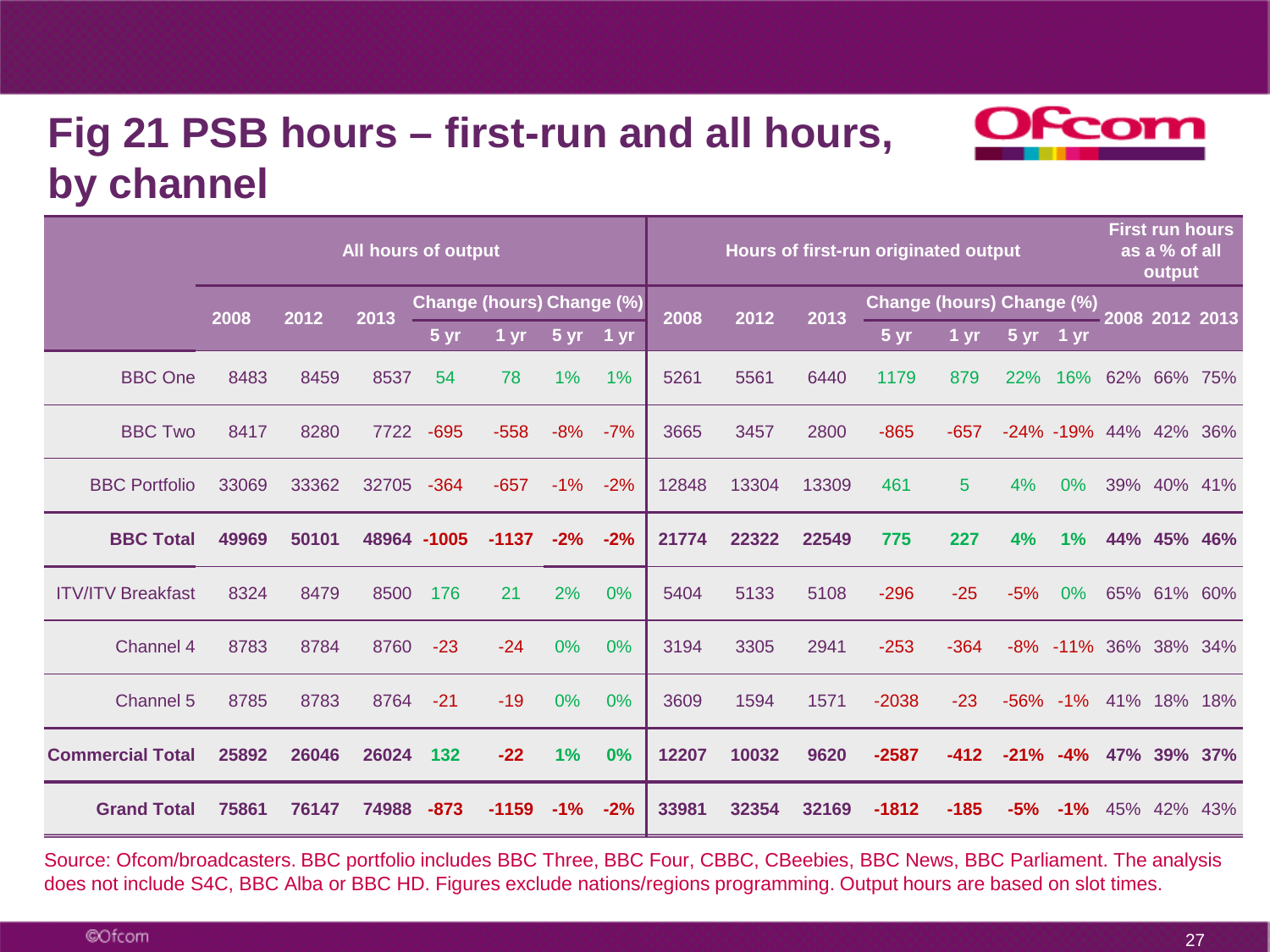# Fig 21 PSB hours – first-run and all hours, by channel

| | All hours of output | | | | | | | Hours of first-run originated output | | | | | | | First run hours as a % of all output | | |
|---|---|---|---|---|---|---|---|---|---|---|---|---|---|---|---|---|---|
| | 2008 | 2012 | 2013 | Change (hours) | | Change (%) | | 2008 | 2012 | 2013 | Change (hours) | | Change (%) | | 2008 | 2012 | 2013 |
| | | | | 5 yr | 1 yr | 5 yr | 1 yr | | | | 5 yr | 1 yr | 5 yr | 1 yr | | | |
| BBC One | 8483 | 8459 | 8537 | 54 | 78 | 1% | 1% | 5261 | 5561 | 6440 | 1179 | 879 | 22% | 16% | 62% | 66% | 75% |
| BBC Two | 8417 | 8280 | 7722 | -695 | -558 | -8% | -7% | 3665 | 3457 | 2800 | -865 | -657 | -24% | -19% | 44% | 42% | 36% |
| BBC Portfolio | 33069 | 33362 | 32705 | -364 | -657 | -1% | -2% | 12848 | 13304 | 13309 | 461 | 5 | 4% | 0% | 39% | 40% | 41% |
| **BBC Total** | **49969** | **50101** | **48964** | **-1005** | **-1137** | **-2%** | **-2%** | **21774** | **22322** | **22549** | **775** | **227** | **4%** | **1%** | **44%** | **45%** | **46%** |
| ITV/ITV Breakfast | 8324 | 8479 | 8500 | 176 | 21 | 2% | 0% | 5404 | 5133 | 5108 | -296 | -25 | -5% | 0% | 65% | 61% | 60% |
| Channel 4 | 8783 | 8784 | 8760 | -23 | -24 | 0% | 0% | 3194 | 3305 | 2941 | -253 | -364 | -8% | -11% | 36% | 38% | 34% |
| Channel 5 | 8785 | 8783 | 8764 | -21 | -19 | 0% | 0% | 3609 | 1594 | 1571 | -2038 | -23 | -56% | -1% | 41% | 18% | 18% |
| **Commercial Total** | **25892** | **26046** | **26024** | **132** | **-22** | **1%** | **0%** | **12207** | **10032** | **9620** | **-2587** | **-412** | **-21%** | **-4%** | **47%** | **39%** | **37%** |
| **Grand Total** | **75861** | **76147** | **74988** | **-873** | **-1159** | **-1%** | **-2%** | **33981** | **32354** | **32169** | **-1812** | **-185** | **-5%** | **-1%** | 45% | 42% | 43% |

Source: Ofcom/broadcasters. BBC portfolio includes BBC Three, BBC Four, CBBC, CBeebies, BBC News, BBC Parliament. The analysis does not include S4C, BBC Alba or BBC HD. Figures exclude nations/regions programming. Output hours are based on slot times.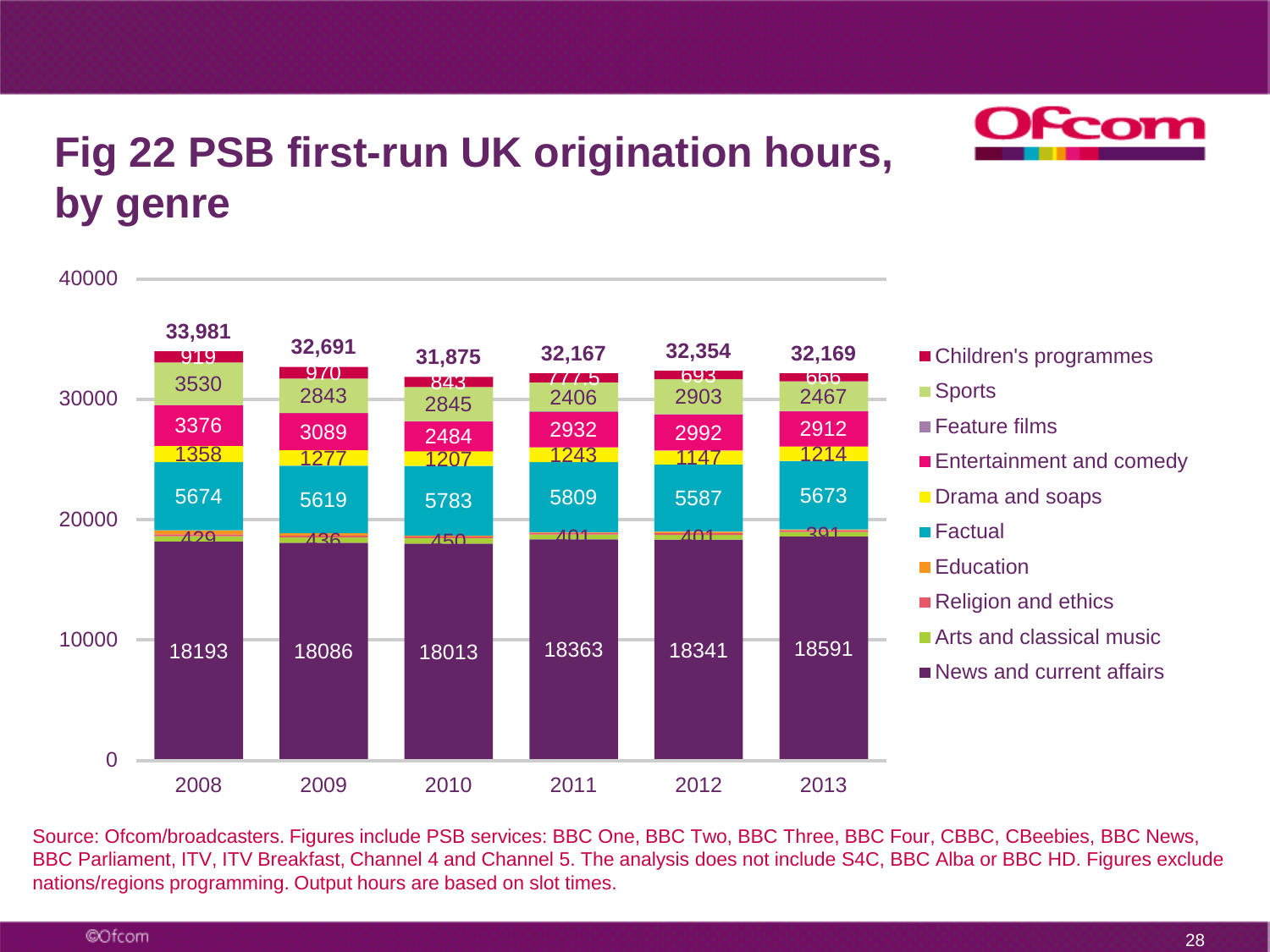# Fig 22 PSB first-run UK origination hours, by genre

| Genre | 2008 | 2009 | 2010 | 2011 | 2012 | 2013 |
|---|---|---|---|---|---|---|
| Children's programmes | 919 | 970 | 843 | 777.5 | 693 | 666 |
| Sports | 3530 | 2843 | 2845 | 2406 | 2903 | 2467 |
| Entertainment and comedy | 3376 | 3089 | 2484 | 2932 | 2992 | 2912 |
| Drama and soaps | 1358 | 1277 | 1207 | 1243 | 1147 | 1214 |
| Factual | 5674 | 5619 | 5783 | 5809 | 5587 | 5673 |
| Arts and classical music | 429 | 436 | 450 | 401 | 401 | 391 |
| News and current affairs | 18193 | 18086 | 18013 | 18363 | 18341 | 18591 |
| **Total** | **33,981** | **32,691** | **31,875** | **32,167** | **32,354** | **32,169** |

Legend: Children's programmes, Sports, Feature films, Entertainment and comedy, Drama and soaps, Factual, Education, Religion and ethics, Arts and classical music, News and current affairs

Source: Ofcom/broadcasters. Figures include PSB services: BBC One, BBC Two, BBC Three, BBC Four, CBBC, CBeebies, BBC News, BBC Parliament, ITV, ITV Breakfast, Channel 4 and Channel 5. The analysis does not include S4C, BBC Alba or BBC HD. Figures exclude nations/regions programming. Output hours are based on slot times.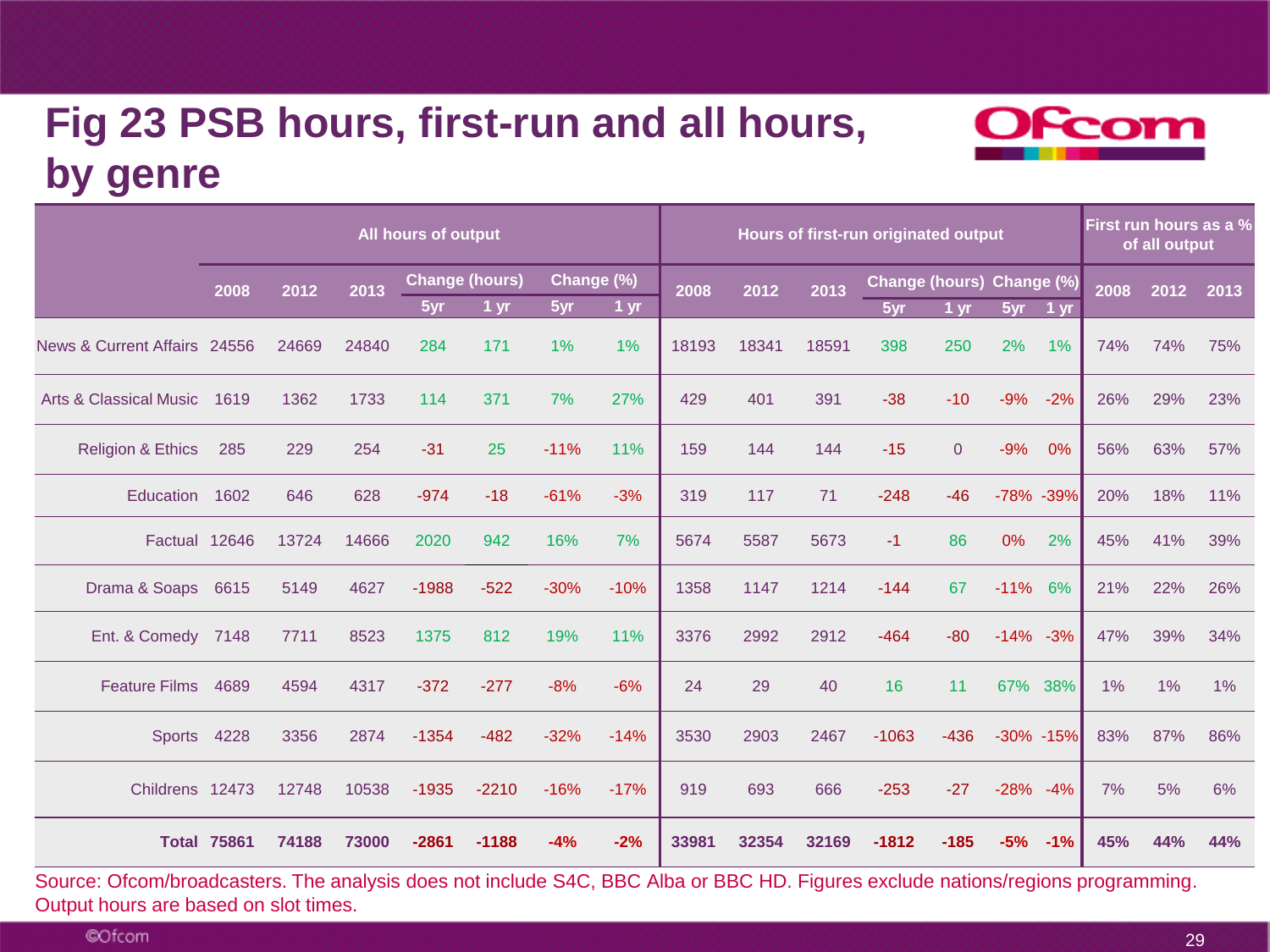# Fig 23 PSB hours, first-run and all hours, by genre

| | All hours of output | | | | | | | Hours of first-run originated output | | | | | | | First run hours as a % of all output | | |
|---|---|---|---|---|---|---|---|---|---|---|---|---|---|---|---|---|---|
| | 2008 | 2012 | 2013 | Change (hours) | | Change (%) | | 2008 | 2012 | 2013 | Change (hours) | | Change (%) | | 2008 | 2012 | 2013 |
| | | | | 5yr | 1 yr | 5yr | 1 yr | | | | 5yr | 1 yr | 5yr | 1 yr | | | |
| News & Current Affairs | 24556 | 24669 | 24840 | 284 | 171 | 1% | 1% | 18193 | 18341 | 18591 | 398 | 250 | 2% | 1% | 74% | 74% | 75% |
| Arts & Classical Music | 1619 | 1362 | 1733 | 114 | 371 | 7% | 27% | 429 | 401 | 391 | -38 | -10 | -9% | -2% | 26% | 29% | 23% |
| Religion & Ethics | 285 | 229 | 254 | -31 | 25 | -11% | 11% | 159 | 144 | 144 | -15 | 0 | -9% | 0% | 56% | 63% | 57% |
| Education | 1602 | 646 | 628 | -974 | -18 | -61% | -3% | 319 | 117 | 71 | -248 | -46 | -78% | -39% | 20% | 18% | 11% |
| Factual | 12646 | 13724 | 14666 | 2020 | 942 | 16% | 7% | 5674 | 5587 | 5673 | -1 | 86 | 0% | 2% | 45% | 41% | 39% |
| Drama & Soaps | 6615 | 5149 | 4627 | -1988 | -522 | -30% | -10% | 1358 | 1147 | 1214 | -144 | 67 | -11% | 6% | 21% | 22% | 26% |
| Ent. & Comedy | 7148 | 7711 | 8523 | 1375 | 812 | 19% | 11% | 3376 | 2992 | 2912 | -464 | -80 | -14% | -3% | 47% | 39% | 34% |
| Feature Films | 4689 | 4594 | 4317 | -372 | -277 | -8% | -6% | 24 | 29 | 40 | 16 | 11 | 67% | 38% | 1% | 1% | 1% |
| Sports | 4228 | 3356 | 2874 | -1354 | -482 | -32% | -14% | 3530 | 2903 | 2467 | -1063 | -436 | -30% | -15% | 83% | 87% | 86% |
| Childrens | 12473 | 12748 | 10538 | -1935 | -2210 | -16% | -17% | 919 | 693 | 666 | -253 | -27 | -28% | -4% | 7% | 5% | 6% |
| **Total** | **75861** | **74188** | **73000** | **-2861** | **-1188** | **-4%** | **-2%** | **33981** | **32354** | **32169** | **-1812** | **-185** | **-5%** | **-1%** | **45%** | **44%** | **44%** |

Source: Ofcom/broadcasters. The analysis does not include S4C, BBC Alba or BBC HD. Figures exclude nations/regions programming. Output hours are based on slot times.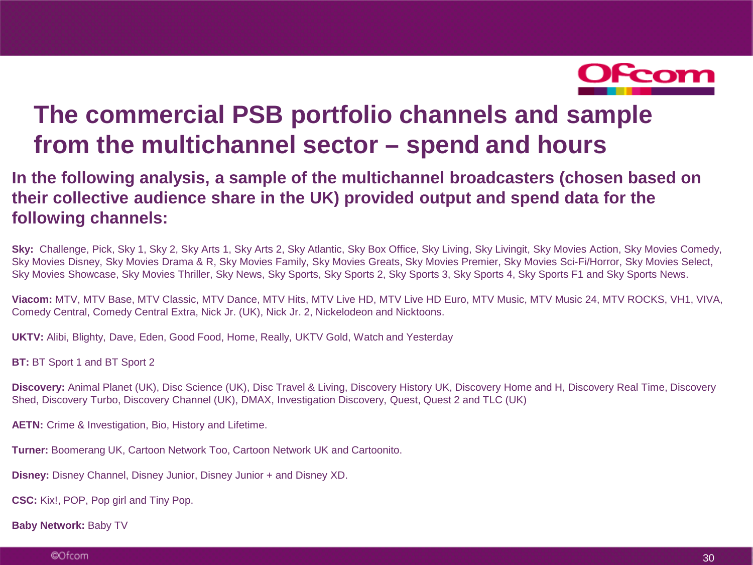# The commercial PSB portfolio channels and sample from the multichannel sector – spend and hours

## In the following analysis, a sample of the multichannel broadcasters (chosen based on their collective audience share in the UK) provided output and spend data for the following channels:

**Sky:** Challenge, Pick, Sky 1, Sky 2, Sky Arts 1, Sky Arts 2, Sky Atlantic, Sky Box Office, Sky Living, Sky Livingit, Sky Movies Action, Sky Movies Comedy, Sky Movies Disney, Sky Movies Drama & R, Sky Movies Family, Sky Movies Greats, Sky Movies Premier, Sky Movies Sci-Fi/Horror, Sky Movies Select, Sky Movies Showcase, Sky Movies Thriller, Sky News, Sky Sports, Sky Sports 2, Sky Sports 3, Sky Sports 4, Sky Sports F1 and Sky Sports News.

**Viacom:** MTV, MTV Base, MTV Classic, MTV Dance, MTV Hits, MTV Live HD, MTV Live HD Euro, MTV Music, MTV Music 24, MTV ROCKS, VH1, VIVA, Comedy Central, Comedy Central Extra, Nick Jr. (UK), Nick Jr. 2, Nickelodeon and Nicktoons.

**UKTV:** Alibi, Blighty, Dave, Eden, Good Food, Home, Really, UKTV Gold, Watch and Yesterday

**BT:** BT Sport 1 and BT Sport 2

**Discovery:** Animal Planet (UK), Disc Science (UK), Disc Travel & Living, Discovery History UK, Discovery Home and H, Discovery Real Time, Discovery Shed, Discovery Turbo, Discovery Channel (UK), DMAX, Investigation Discovery, Quest, Quest 2 and TLC (UK)

**AETN:** Crime & Investigation, Bio, History and Lifetime.

**Turner:** Boomerang UK, Cartoon Network Too, Cartoon Network UK and Cartoonito.

**Disney:** Disney Channel, Disney Junior, Disney Junior + and Disney XD.

**CSC:** Kix!, POP, Pop girl and Tiny Pop.

**Baby Network:** Baby TV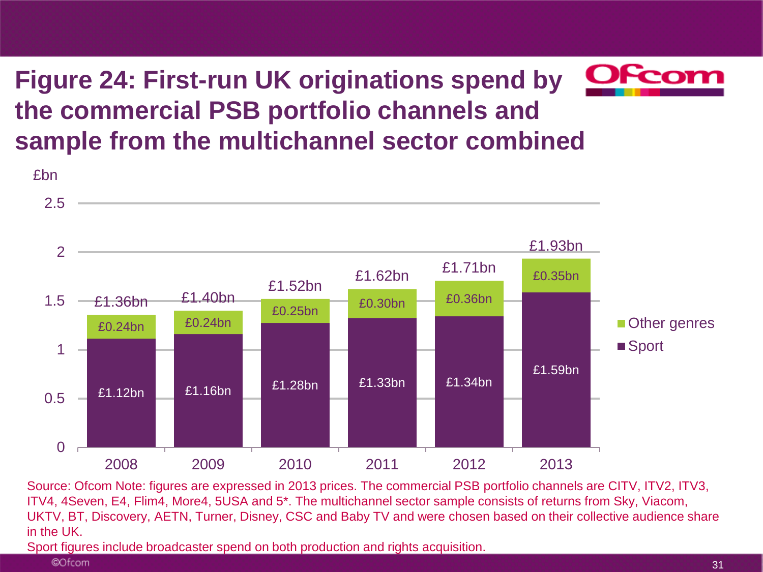# Figure 24: First-run UK originations spend by the commercial PSB portfolio channels and sample from the multichannel sector combined

£bn

| Year | Sport | Other genres | Total |
|---|---|---|---|
| 2008 | £1.12bn | £0.24bn | £1.36bn |
| 2009 | £1.16bn | £0.24bn | £1.40bn |
| 2010 | £1.28bn | £0.25bn | £1.52bn |
| 2011 | £1.33bn | £0.30bn | £1.62bn |
| 2012 | £1.34bn | £0.36bn | £1.71bn |
| 2013 | £1.59bn | £0.35bn | £1.93bn |

Source: Ofcom Note: figures are expressed in 2013 prices. The commercial PSB portfolio channels are CITV, ITV2, ITV3, ITV4, 4Seven, E4, Flim4, More4, 5USA and 5*. The multichannel sector sample consists of returns from Sky, Viacom, UKTV, BT, Discovery, AETN, Turner, Disney, CSC and Baby TV and were chosen based on their collective audience share in the UK.

Sport figures include broadcaster spend on both production and rights acquisition.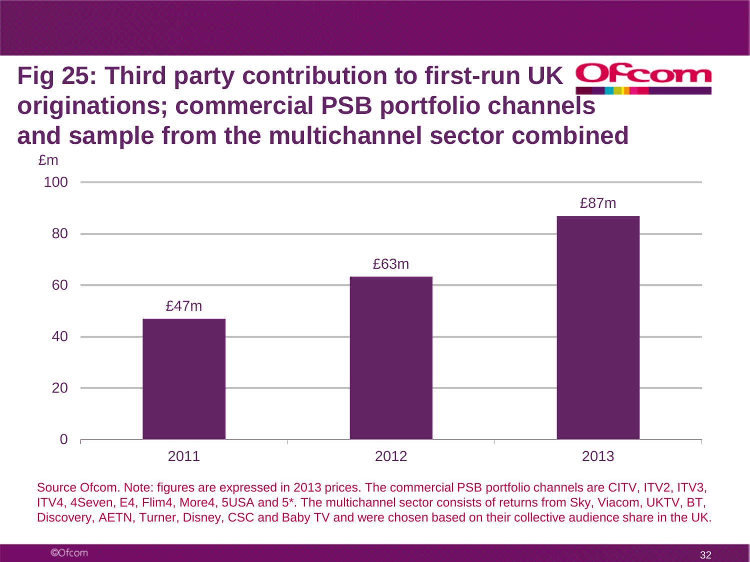# Fig 25: Third party contribution to first-run UK originations; commercial PSB portfolio channels and sample from the multichannel sector combined

| Year | £m |
|---|---|
| 2011 | £47m |
| 2012 | £63m |
| 2013 | £87m |

Source Ofcom. Note: figures are expressed in 2013 prices. The commercial PSB portfolio channels are CITV, ITV2, ITV3, ITV4, 4Seven, E4, Flim4, More4, 5USA and 5*. The multichannel sector consists of returns from Sky, Viacom, UKTV, BT, Discovery, AETN, Turner, Disney, CSC and Baby TV and were chosen based on their collective audience share in the UK.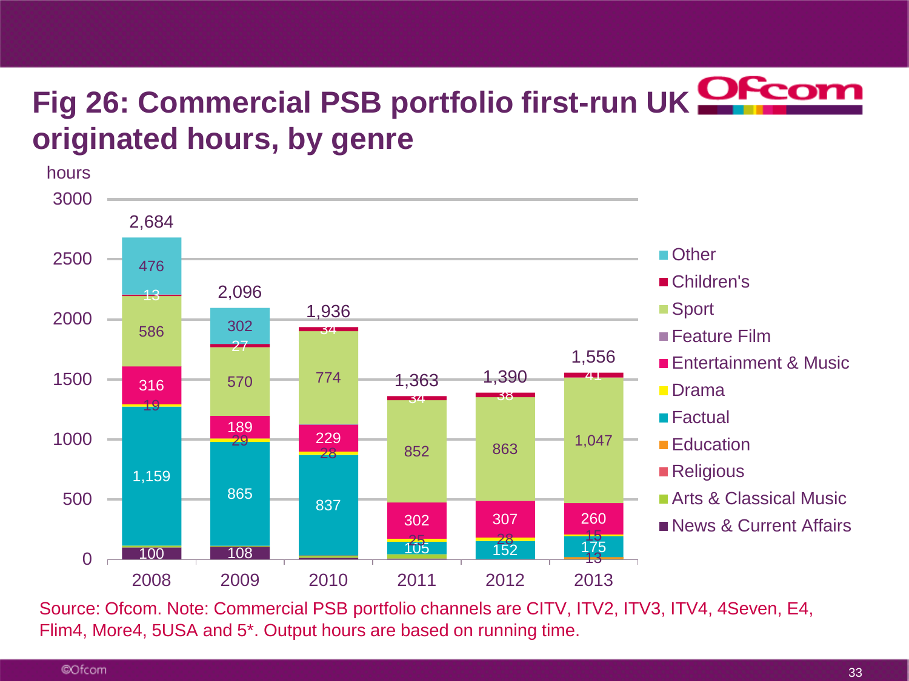# Fig 26: Commercial PSB portfolio first-run UK originated hours, by genre

hours

| Genre | 2008 | 2009 | 2010 | 2011 | 2012 | 2013 |
|---|---|---|---|---|---|---|
| Other | 476 | 302 | | | | |
| Children's | 13 | 27 | 34 | 34 | 38 | 41 |
| Sport | 586 | 570 | 774 | 852 | 863 | 1,047 |
| Entertainment & Music | 316 | 189 | 229 | 302 | 307 | 260 |
| Drama | 19 | 29 | 28 | 25 | 28 | 15 |
| Factual | 1,159 | 865 | 837 | 105 | 152 | 175 |
| Education | | | | | | 13 |
| News & Current Affairs | 100 | 108 | | | | |
| **Total** | **2,684** | **2,096** | **1,936** | **1,363** | **1,390** | **1,556** |

Source: Ofcom. Note: Commercial PSB portfolio channels are CITV, ITV2, ITV3, ITV4, 4Seven, E4, Flim4, More4, 5USA and 5*. Output hours are based on running time.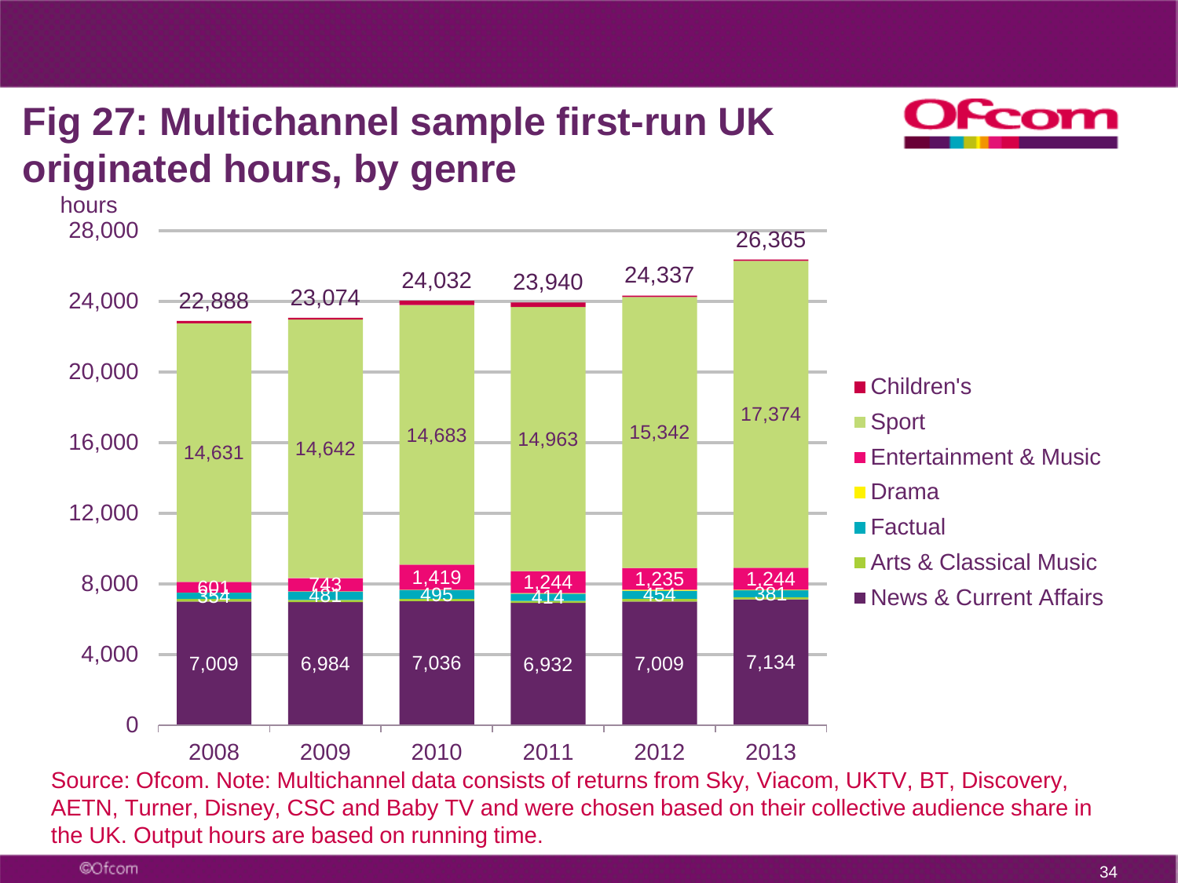# Fig 27: Multichannel sample first-run UK originated hours, by genre

hours

28,000
24,000
20,000
16,000
12,000
8,000
4,000
0

2008: 22,888; 14,631; 601; 354; 7,009
2009: 23,074; 14,642; 743; 481; 6,984
2010: 24,032; 14,683; 1,419; 495; 7,036
2011: 23,940; 14,963; 1,244; 414; 6,932
2012: 24,337; 15,342; 1,235; 454; 7,009
2013: 26,365; 17,374; 1,244; 381; 7,134

Children's
Sport
Entertainment & Music
Drama
Factual
Arts & Classical Music
News & Current Affairs

Source: Ofcom. Note: Multichannel data consists of returns from Sky, Viacom, UKTV, BT, Discovery, AETN, Turner, Disney, CSC and Baby TV and were chosen based on their collective audience share in the UK. Output hours are based on running time.